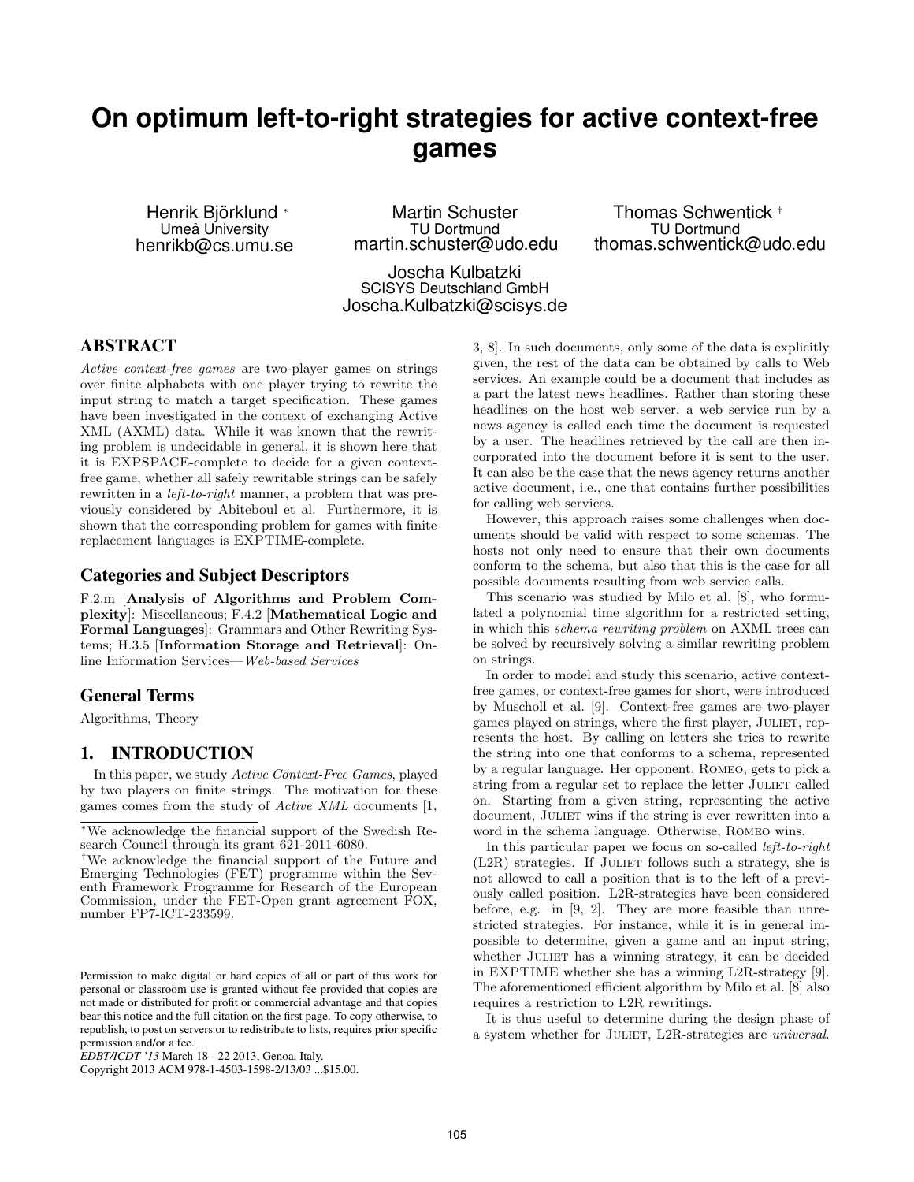# On optimum left-to-right strategies for active context-free games

Henrik Björklund [*]
Umeå University
henrikb@cs.umu.se

Martin Schuster
TU Dortmund
martin.schuster@udo.edu

Thomas Schwentick [†]
TU Dortmund
thomas.schwentick@udo.edu

Joscha Kulbatzki
SCISYS Deutschland GmbH
Joscha.Kulbatzki@scisys.de

## ABSTRACT

*Active context-free games* are two-player games on strings over finite alphabets with one player trying to rewrite the input string to match a target specification. These games have been investigated in the context of exchanging Active XML (AXML) data. While it was known that the rewriting problem is undecidable in general, it is shown here that it is EXPSPACE-complete to decide for a given context-free game, whether all safely rewritable strings can be safely rewritten in a *left-to-right* manner, a problem that was previously considered by Abiteboul et al. Furthermore, it is shown that the corresponding problem for games with finite replacement languages is EXPTIME-complete.

### Categories and Subject Descriptors

F.2.m [**Analysis of Algorithms and Problem Complexity**]: Miscellaneous; F.4.2 [**Mathematical Logic and Formal Languages**]: Grammars and Other Rewriting Systems; H.3.5 [**Information Storage and Retrieval**]: Online Information Services—*Web-based Services*

### General Terms

Algorithms, Theory

## 1. INTRODUCTION

In this paper, we study *Active Context-Free Games*, played by two players on finite strings. The motivation for these games comes from the study of *Active XML* documents [1, 3, 8]. In such documents, only some of the data is explicitly given, the rest of the data can be obtained by calls to Web services. An example could be a document that includes as a part the latest news headlines. Rather than storing these headlines on the host web server, a web service run by a news agency is called each time the document is requested by a user. The headlines retrieved by the call are then incorporated into the document before it is sent to the user. It can also be the case that the news agency returns another active document, i.e., one that contains further possibilities for calling web services.

However, this approach raises some challenges when documents should be valid with respect to some schemas. The hosts not only need to ensure that their own documents conform to the schema, but also that this is the case for all possible documents resulting from web service calls.

This scenario was studied by Milo et al. [8], who formulated a polynomial time algorithm for a restricted setting, in which this *schema rewriting problem* on AXML trees can be solved by recursively solving a similar rewriting problem on strings.

In order to model and study this scenario, active context-free games, or context-free games for short, were introduced by Muscholl et al. [9]. Context-free games are two-player games played on strings, where the first player, JULIET, represents the host. By calling on letters she tries to rewrite the string into one that conforms to a schema, represented by a regular language. Her opponent, ROMEO, gets to pick a string from a regular set to replace the letter JULIET called on. Starting from a given string, representing the active document, JULIET wins if the string is ever rewritten into a word in the schema language. Otherwise, ROMEO wins.

In this particular paper we focus on so-called *left-to-right* (L2R) strategies. If JULIET follows such a strategy, she is not allowed to call a position that is to the left of a previously called position. L2R-strategies have been considered before, e.g. in [9, 2]. They are more feasible than unrestricted strategies. For instance, while it is in general impossible to determine, given a game and an input string, whether JULIET has a winning strategy, it can be decided in EXPTIME whether she has a winning L2R-strategy [9]. The aforementioned efficient algorithm by Milo et al. [8] also requires a restriction to L2R rewritings.

It is thus useful to determine during the design phase of a system whether for JULIET, L2R-strategies are *universal*.

[*] We acknowledge the financial support of the Swedish Research Council through its grant 621-2011-6080.

[†] We acknowledge the financial support of the Future and Emerging Technologies (FET) programme within the Seventh Framework Programme for Research of the European Commission, under the FET-Open grant agreement FOX, number FP7-ICT-233599.

Permission to make digital or hard copies of all or part of this work for personal or classroom use is granted without fee provided that copies are not made or distributed for profit or commercial advantage and that copies bear this notice and the full citation on the first page. To copy otherwise, to republish, to post on servers or to redistribute to lists, requires prior specific permission and/or a fee.
*EDBT/ICDT '13* March 18 - 22 2013, Genoa, Italy.
Copyright 2013 ACM 978-1-4503-1598-2/13/03 ...$15.00.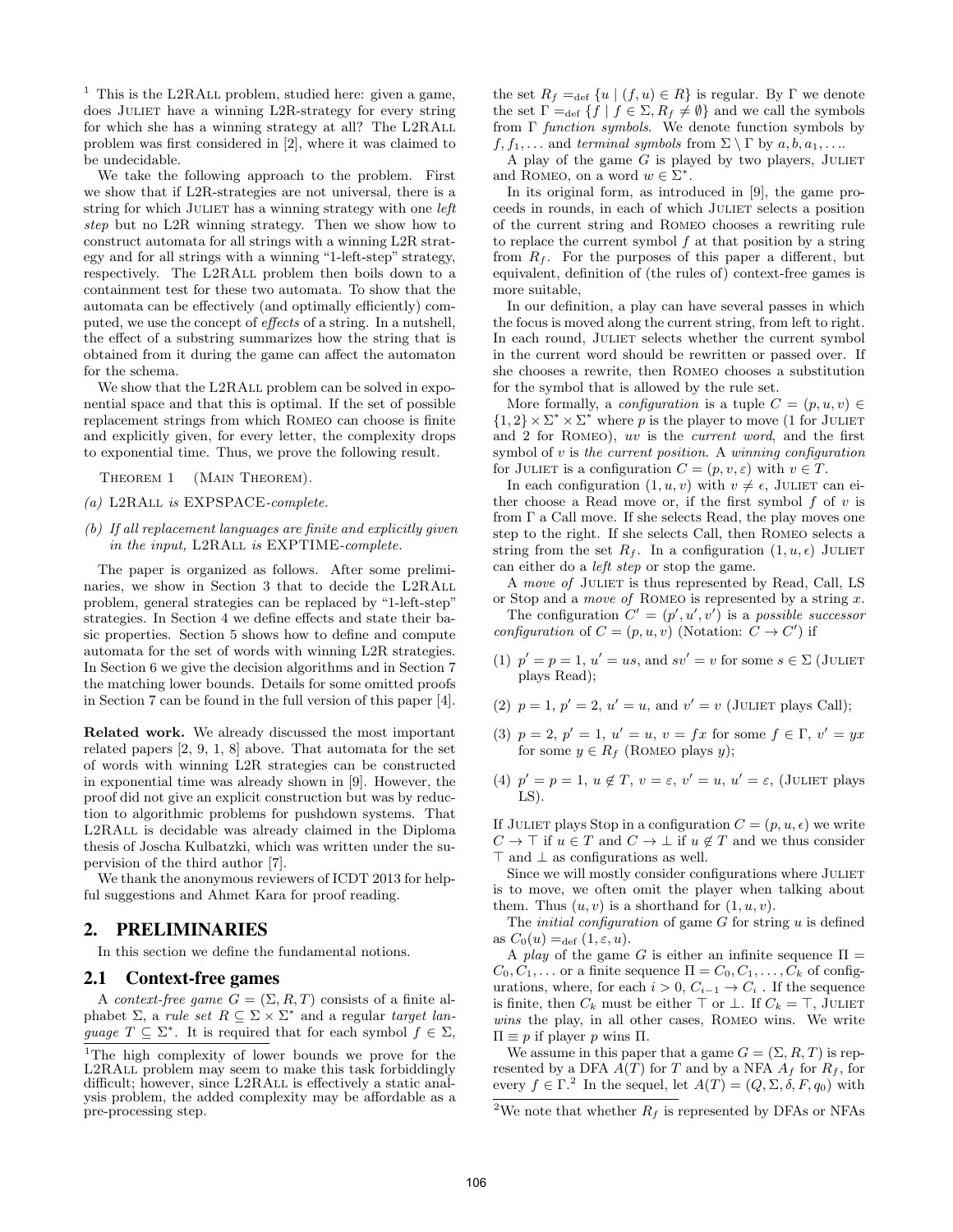[1] This is the L2RAll problem, studied here: given a game, does Juliet have a winning L2R-strategy for every string for which she has a winning strategy at all? The L2RAll problem was first considered in [2], where it was claimed to be undecidable.

We take the following approach to the problem. First we show that if L2R-strategies are not universal, there is a string for which Juliet has a winning strategy with one *left step* but no L2R winning strategy. Then we show how to construct automata for all strings with a winning L2R strategy and for all strings with a winning "1-left-step" strategy, respectively. The L2RAll problem then boils down to a containment test for these two automata. To show that the automata can be effectively (and optimally efficiently) computed, we use the concept of *effects* of a string. In a nutshell, the effect of a substring summarizes how the string that is obtained from it during the game can affect the automaton for the schema.

We show that the L2RAll problem can be solved in exponential space and that this is optimal. If the set of possible replacement strings from which Romeo can choose is finite and explicitly given, for every letter, the complexity drops to exponential time. Thus, we prove the following result.

Theorem 1 (Main Theorem).

*(a)* L2RAll *is* EXPSPACE*-complete.*

*(b) If all replacement languages are finite and explicitly given in the input,* L2RAll *is* EXPTIME*-complete.*

The paper is organized as follows. After some preliminaries, we show in Section 3 that to decide the L2RAll problem, general strategies can be replaced by "1-left-step" strategies. In Section 4 we define effects and state their basic properties. Section 5 shows how to define and compute automata for the set of words with winning L2R strategies. In Section 6 we give the decision algorithms and in Section 7 the matching lower bounds. Details for some omitted proofs in Section 7 can be found in the full version of this paper [4].

**Related work.** We already discussed the most important related papers [2, 9, 1, 8] above. That automata for the set of words with winning L2R strategies can be constructed in exponential time was already shown in [9]. However, the proof did not give an explicit construction but was by reduction to algorithmic problems for pushdown systems. That L2RAll is decidable was already claimed in the Diploma thesis of Joscha Kulbatzki, which was written under the supervision of the third author [7].

We thank the anonymous reviewers of ICDT 2013 for helpful suggestions and Ahmet Kara for proof reading.

## 2. PRELIMINARIES

In this section we define the fundamental notions.

### 2.1 Context-free games

A *context-free game* $G = (\Sigma, R, T)$ consists of a finite alphabet $\Sigma$, a *rule set* $R \subseteq \Sigma \times \Sigma^*$ and a regular *target language* $T \subseteq \Sigma^*$. It is required that for each symbol $f \in \Sigma$, the set $R_f =_{\text{def}} \{u \mid (f, u) \in R\}$ is regular. By $\Gamma$ we denote the set $\Gamma =_{\text{def}} \{f \mid f \in \Sigma, R_f \neq \emptyset\}$ and we call the symbols from $\Gamma$ *function symbols*. We denote function symbols by $f, f_1, \ldots$ and *terminal symbols* from $\Sigma \setminus \Gamma$ by $a, b, a_1, \ldots$.

A play of the game $G$ is played by two players, Juliet and Romeo, on a word $w \in \Sigma^*$.

In its original form, as introduced in [9], the game proceeds in rounds, in each of which Juliet selects a position of the current string and Romeo chooses a rewriting rule to replace the current symbol $f$ at that position by a string from $R_f$. For the purposes of this paper a different, but equivalent, definition of (the rules of) context-free games is more suitable,

In our definition, a play can have several passes in which the focus is moved along the current string, from left to right. In each round, Juliet selects whether the current symbol in the current word should be rewritten or passed over. If she chooses a rewrite, then Romeo chooses a substitution for the symbol that is allowed by the rule set.

More formally, a *configuration* is a tuple $C = (p, u, v) \in \{1, 2\} \times \Sigma^* \times \Sigma^*$ where $p$ is the player to move (1 for Juliet and 2 for Romeo), $uv$ is the *current word*, and the first symbol of $v$ is *the current position*. A *winning configuration* for Juliet is a configuration $C = (p, v, \varepsilon)$ with $v \in T$.

In each configuration $(1, u, v)$ with $v \neq \epsilon$, Juliet can either choose a Read move or, if the first symbol $f$ of $v$ is from $\Gamma$ a Call move. If she selects Read, the play moves one step to the right. If she selects Call, then Romeo selects a string from the set $R_f$. In a configuration $(1, u, \epsilon)$ Juliet can either do a *left step* or stop the game.

A *move of* Juliet is thus represented by Read, Call, LS or Stop and a *move of* Romeo is represented by a string $x$.

The configuration $C' = (p', u', v')$ is a *possible successor configuration* of $C = (p, u, v)$ (Notation: $C \to C'$) if

(1) $p' = p = 1$, $u' = us$, and $sv' = v$ for some $s \in \Sigma$ (Juliet plays Read);

(2) $p = 1$, $p' = 2$, $u' = u$, and $v' = v$ (Juliet plays Call);

(3) $p = 2$, $p' = 1$, $u' = u$, $v = fx$ for some $f \in \Gamma$, $v' = yx$ for some $y \in R_f$ (Romeo plays $y$);

(4) $p' = p = 1$, $u \notin T$, $v = \varepsilon$, $v' = u$, $u' = \varepsilon$, (Juliet plays LS).

If Juliet plays Stop in a configuration $C = (p, u, \epsilon)$ we write $C \to \top$ if $u \in T$ and $C \to \bot$ if $u \notin T$ and we thus consider $\top$ and $\bot$ as configurations as well.

Since we will mostly consider configurations where Juliet is to move, we often omit the player when talking about them. Thus $(u, v)$ is a shorthand for $(1, u, v)$.

The *initial configuration* of game $G$ for string $u$ is defined as $C_0(u) =_{\text{def}} (1, \varepsilon, u)$.

A *play* of the game $G$ is either an infinite sequence $\Pi = C_0, C_1, \ldots$ or a finite sequence $\Pi = C_0, C_1, \ldots, C_k$ of configurations, where, for each $i > 0$, $C_{i-1} \to C_i$ . If the sequence is finite, then $C_k$ must be either $\top$ or $\bot$. If $C_k = \top$, Juliet *wins* the play, in all other cases, Romeo wins. We write $\Pi \equiv p$ if player $p$ wins $\Pi$.

We assume in this paper that a game $G = (\Sigma, R, T)$ is represented by a DFA $A(T)$ for $T$ and by a NFA $A_f$ for $R_f$, for every $f \in \Gamma$.[2] In the sequel, let $A(T) = (Q, \Sigma, \delta, F, q_0)$ with

---

[1]The high complexity of lower bounds we prove for the L2RAll problem may seem to make this task forbiddingly difficult; however, since L2RAll is effectively a static analysis problem, the added complexity may be affordable as a pre-processing step.

[2]We note that whether $R_f$ is represented by DFAs or NFAs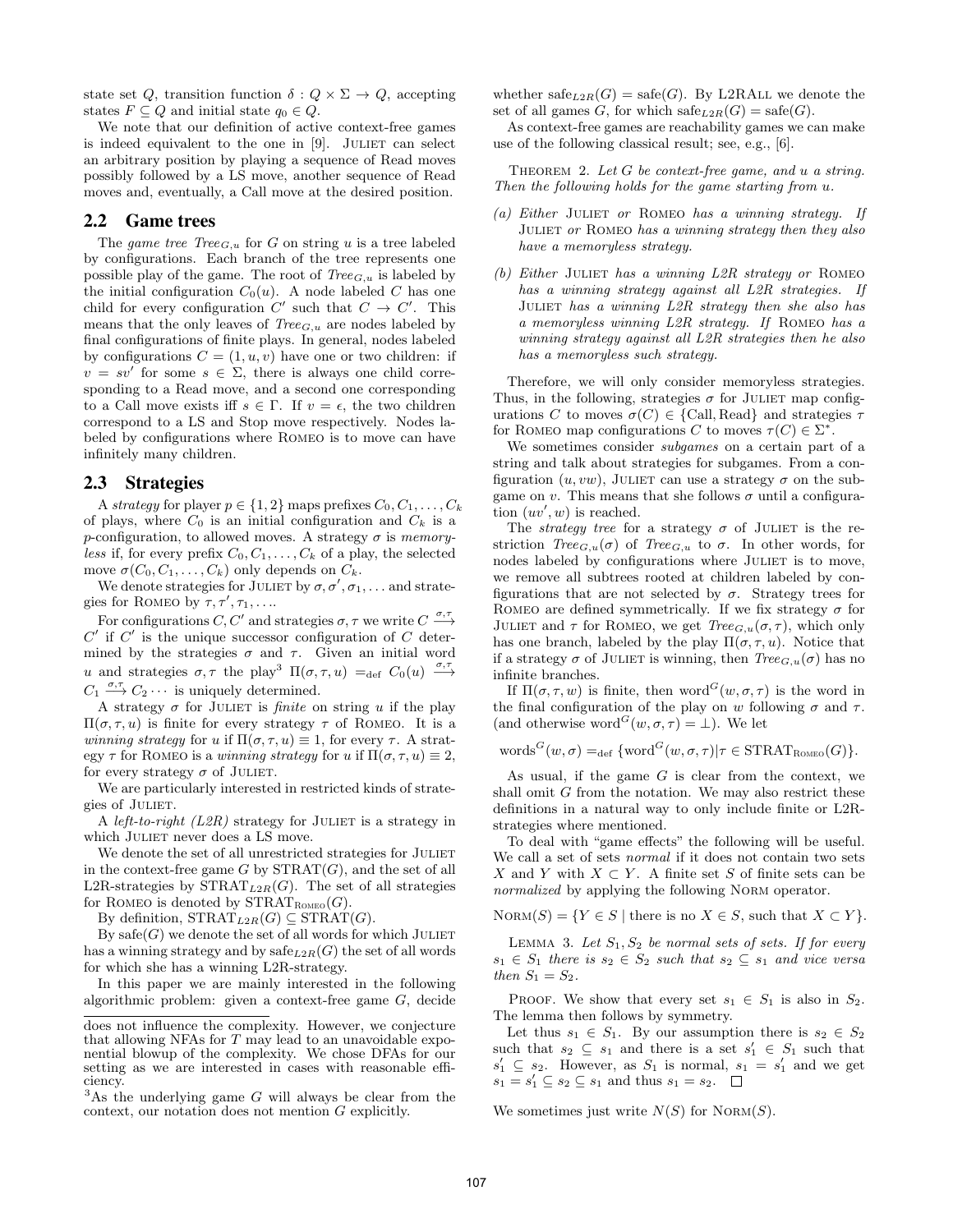state set $Q$, transition function $\delta : Q \times \Sigma \to Q$, accepting states $F \subseteq Q$ and initial state $q_0 \in Q$.

We note that our definition of active context-free games is indeed equivalent to the one in [9]. JULIET can select an arbitrary position by playing a sequence of Read moves possibly followed by a LS move, another sequence of Read moves and, eventually, a Call move at the desired position.

## 2.2 Game trees

The *game tree* $Tree_{G,u}$ for $G$ on string $u$ is a tree labeled by configurations. Each branch of the tree represents one possible play of the game. The root of $Tree_{G,u}$ is labeled by the initial configuration $C_0(u)$. A node labeled $C$ has one child for every configuration $C'$ such that $C \to C'$. This means that the only leaves of $Tree_{G,u}$ are nodes labeled by final configurations of finite plays. In general, nodes labeled by configurations $C = (1, u, v)$ have one or two children: if $v = sv'$ for some $s \in \Sigma$, there is always one child corresponding to a Read move, and a second one corresponding to a Call move exists iff $s \in \Gamma$. If $v = \epsilon$, the two children correspond to a LS and Stop move respectively. Nodes labeled by configurations where ROMEO is to move can have infinitely many children.

## 2.3 Strategies

A *strategy* for player $p \in \{1, 2\}$ maps prefixes $C_0, C_1, \ldots, C_k$ of plays, where $C_0$ is an initial configuration and $C_k$ is a $p$-configuration, to allowed moves. A strategy $\sigma$ is *memoryless* if, for every prefix $C_0, C_1, \ldots, C_k$ of a play, the selected move $\sigma(C_0, C_1, \ldots, C_k)$ only depends on $C_k$.

We denote strategies for JULIET by $\sigma, \sigma', \sigma_1, \ldots$ and strategies for ROMEO by $\tau, \tau', \tau_1, \ldots$.

For configurations $C, C'$ and strategies $\sigma, \tau$ we write $C \xrightarrow{\sigma,\tau} C'$ if $C'$ is the unique successor configuration of $C$ determined by the strategies $\sigma$ and $\tau$. Given an initial word $u$ and strategies $\sigma, \tau$ the play[3] $\Pi(\sigma, \tau, u) =_{\text{def}} C_0(u) \xrightarrow{\sigma,\tau} C_1 \xrightarrow{\sigma,\tau} C_2 \cdots$ is uniquely determined.

A strategy $\sigma$ for JULIET is *finite* on string $u$ if the play $\Pi(\sigma, \tau, u)$ is finite for every strategy $\tau$ of ROMEO. It is a *winning strategy* for $u$ if $\Pi(\sigma, \tau, u) \equiv 1$, for every $\tau$. A strategy $\tau$ for ROMEO is a *winning strategy* for $u$ if $\Pi(\sigma, \tau, u) \equiv 2$, for every strategy $\sigma$ of JULIET.

We are particularly interested in restricted kinds of strategies of JULIET.

A *left-to-right (L2R)* strategy for JULIET is a strategy in which JULIET never does a LS move.

We denote the set of all unrestricted strategies for JULIET in the context-free game $G$ by $\text{STRAT}(G)$, and the set of all L2R-strategies by $\text{STRAT}_{L2R}(G)$. The set of all strategies for ROMEO is denoted by $\text{STRAT}_{\text{ROMEO}}(G)$.

By definition, $\text{STRAT}_{L2R}(G) \subseteq \text{STRAT}(G)$.

By $\text{safe}(G)$ we denote the set of all words for which JULIET has a winning strategy and by $\text{safe}_{L2R}(G)$ the set of all words for which she has a winning L2R-strategy.

In this paper we are mainly interested in the following algorithmic problem: given a context-free game $G$, decide whether $\text{safe}_{L2R}(G) = \text{safe}(G)$. By L2RALL we denote the set of all games $G$, for which $\text{safe}_{L2R}(G) = \text{safe}(G)$.

As context-free games are reachability games we can make use of the following classical result; see, e.g., [6].

THEOREM 2. *Let $G$ be context-free game, and $u$ a string. Then the following holds for the game starting from $u$.*

*(a) Either JULIET or ROMEO has a winning strategy. If JULIET or ROMEO has a winning strategy then they also have a memoryless strategy.*

*(b) Either JULIET has a winning L2R strategy or ROMEO has a winning strategy against all L2R strategies. If JULIET has a winning L2R strategy then she also has a memoryless winning L2R strategy. If ROMEO has a winning strategy against all L2R strategies then he also has a memoryless such strategy.*

Therefore, we will only consider memoryless strategies. Thus, in the following, strategies $\sigma$ for JULIET map configurations $C$ to moves $\sigma(C) \in \{\text{Call}, \text{Read}\}$ and strategies $\tau$ for ROMEO map configurations $C$ to moves $\tau(C) \in \Sigma^*$.

We sometimes consider *subgames* on a certain part of a string and talk about strategies for subgames. From a configuration $(u, vw)$, JULIET can use a strategy $\sigma$ on the subgame on $v$. This means that she follows $\sigma$ until a configuration $(uv', w)$ is reached.

The *strategy tree* for a strategy $\sigma$ of JULIET is the restriction $Tree_{G,u}(\sigma)$ of $Tree_{G,u}$ to $\sigma$. In other words, for nodes labeled by configurations where JULIET is to move, we remove all subtrees rooted at children labeled by configurations that are not selected by $\sigma$. Strategy trees for ROMEO are defined symmetrically. If we fix strategy $\sigma$ for JULIET and $\tau$ for ROMEO, we get $Tree_{G,u}(\sigma, \tau)$, which only has one branch, labeled by the play $\Pi(\sigma, \tau, u)$. Notice that if a strategy $\sigma$ of JULIET is winning, then $Tree_{G,u}(\sigma)$ has no infinite branches.

If $\Pi(\sigma, \tau, w)$ is finite, then $\text{word}^G(w, \sigma, \tau)$ is the word in the final configuration of the play on $w$ following $\sigma$ and $\tau$. (and otherwise $\text{word}^G(w, \sigma, \tau) = \bot$). We let

$$\text{words}^G(w, \sigma) =_{\text{def}} \{\text{word}^G(w, \sigma, \tau) | \tau \in \text{STRAT}_{\text{ROMEO}}(G)\}.$$

As usual, if the game $G$ is clear from the context, we shall omit $G$ from the notation. We may also restrict these definitions in a natural way to only include finite or L2R-strategies where mentioned.

To deal with "game effects" the following will be useful. We call a set of sets *normal* if it does not contain two sets $X$ and $Y$ with $X \subset Y$. A finite set $S$ of finite sets can be *normalized* by applying the following NORM operator.

$$\text{NORM}(S) = \{Y \in S \mid \text{there is no } X \in S, \text{ such that } X \subset Y\}.$$

LEMMA 3. *Let $S_1, S_2$ be normal sets of sets. If for every $s_1 \in S_1$ there is $s_2 \in S_2$ such that $s_2 \subseteq s_1$ and vice versa then $S_1 = S_2$.*

PROOF. We show that every set $s_1 \in S_1$ is also in $S_2$. The lemma then follows by symmetry.

Let thus $s_1 \in S_1$. By our assumption there is $s_2 \in S_2$ such that $s_2 \subseteq s_1$ and there is a set $s_1' \in S_1$ such that $s_1' \subseteq s_2$. However, as $S_1$ is normal, $s_1 = s_1'$ and we get $s_1 = s_1' \subseteq s_2 \subseteq s_1$ and thus $s_1 = s_2$. $\square$

We sometimes just write $N(S)$ for $\text{NORM}(S)$.

---

does not influence the complexity. However, we conjecture that allowing NFAs for $T$ may lead to an unavoidable exponential blowup of the complexity. We chose DFAs for our setting as we are interested in cases with reasonable efficiency.

[3] As the underlying game $G$ will always be clear from the context, our notation does not mention $G$ explicitly.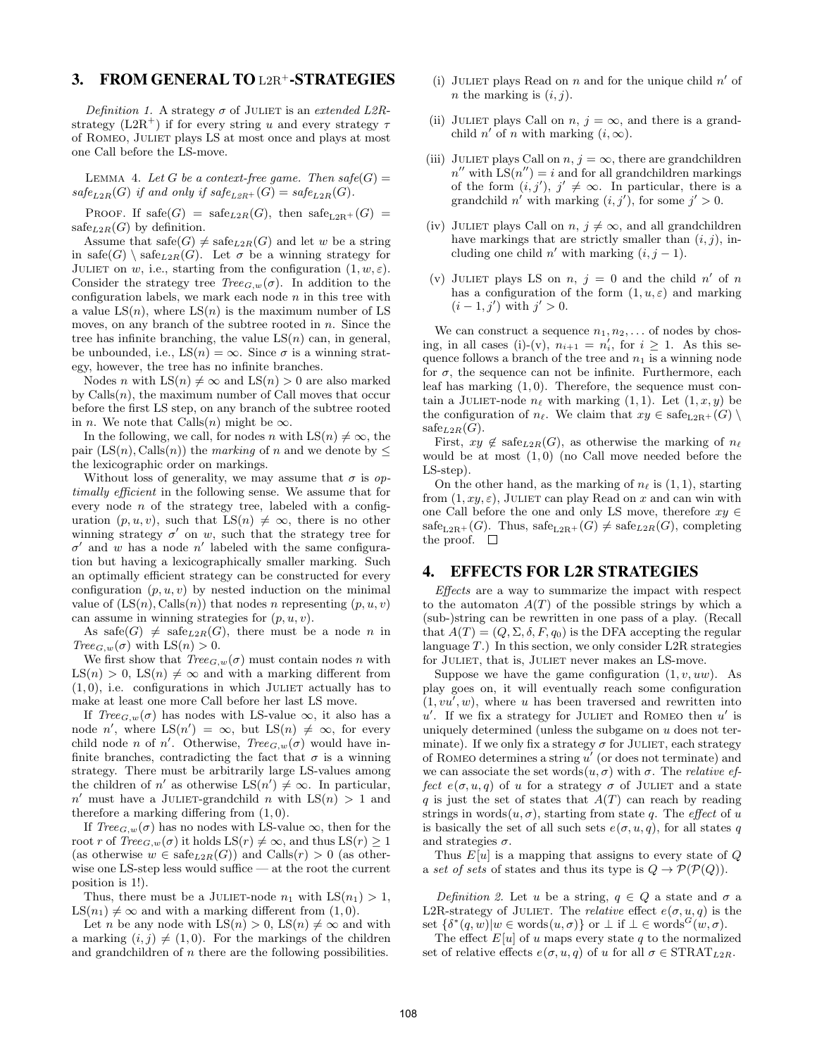## 3. FROM GENERAL TO L2R$^+$-STRATEGIES

*Definition 1.* A strategy $\sigma$ of JULIET is an *extended L2R-strategy* (L2R$^+$) if for every string $u$ and every strategy $\tau$ of ROMEO, JULIET plays LS at most once and plays at most one Call before the LS-move.

LEMMA 4. *Let $G$ be a context-free game. Then $safe(G) = safe_{L2R}(G)$ if and only if $safe_{L2R^+}(G) = safe_{L2R}(G)$.*

PROOF. If $\text{safe}(G) = \text{safe}_{L2R}(G)$, then $\text{safe}_{\text{L2R}^+}(G) = \text{safe}_{L2R}(G)$ by definition.

Assume that $\text{safe}(G) \neq \text{safe}_{L2R}(G)$ and let $w$ be a string in $\text{safe}(G) \setminus \text{safe}_{L2R}(G)$. Let $\sigma$ be a winning strategy for JULIET on $w$, i.e., starting from the configuration $(1, w, \varepsilon)$. Consider the strategy tree $\mathit{Tree}_{G,w}(\sigma)$. In addition to the configuration labels, we mark each node $n$ in this tree with a value $\text{LS}(n)$, where $\text{LS}(n)$ is the maximum number of LS moves, on any branch of the subtree rooted in $n$. Since the tree has infinite branching, the value $\text{LS}(n)$ can, in general, be unbounded, i.e., $\text{LS}(n) = \infty$. Since $\sigma$ is a winning strategy, however, the tree has no infinite branches.

Nodes $n$ with $\text{LS}(n) \neq \infty$ and $\text{LS}(n) > 0$ are also marked by $\text{Calls}(n)$, the maximum number of Call moves that occur before the first LS step, on any branch of the subtree rooted in $n$. We note that $\text{Calls}(n)$ might be $\infty$.

In the following, we call, for nodes $n$ with $\text{LS}(n) \neq \infty$, the pair $(\text{LS}(n), \text{Calls}(n))$ the *marking* of $n$ and we denote by $\leq$ the lexicographic order on markings.

Without loss of generality, we may assume that $\sigma$ is *optimally efficient* in the following sense. We assume that for every node $n$ of the strategy tree, labeled with a configuration $(p, u, v)$, such that $\text{LS}(n) \neq \infty$, there is no other winning strategy $\sigma'$ on $w$, such that the strategy tree for $\sigma'$ and $w$ has a node $n'$ labeled with the same configuration but having a lexicographically smaller marking. Such an optimally efficient strategy can be constructed for every configuration $(p, u, v)$ by nested induction on the minimal value of $(\text{LS}(n), \text{Calls}(n))$ that nodes $n$ representing $(p, u, v)$ can assume in winning strategies for $(p, u, v)$.

As $\text{safe}(G) \neq \text{safe}_{L2R}(G)$, there must be a node $n$ in $\mathit{Tree}_{G,w}(\sigma)$ with $\text{LS}(n) > 0$.

We first show that $\mathit{Tree}_{G,w}(\sigma)$ must contain nodes $n$ with $\text{LS}(n) > 0$, $\text{LS}(n) \neq \infty$ and with a marking different from $(1, 0)$, i.e. configurations in which JULIET actually has to make at least one more Call before her last LS move.

If $\mathit{Tree}_{G,w}(\sigma)$ has nodes with LS-value $\infty$, it also has a node $n'$, where $\text{LS}(n') = \infty$, but $\text{LS}(n) \neq \infty$, for every child node $n$ of $n'$. Otherwise, $\mathit{Tree}_{G,w}(\sigma)$ would have infinite branches, contradicting the fact that $\sigma$ is a winning strategy. There must be arbitrarily large LS-values among the children of $n'$ as otherwise $\text{LS}(n') \neq \infty$. In particular, $n'$ must have a JULIET-grandchild $n$ with $\text{LS}(n) > 1$ and therefore a marking differing from $(1, 0)$.

If $\mathit{Tree}_{G,w}(\sigma)$ has no nodes with LS-value $\infty$, then for the root $r$ of $\mathit{Tree}_{G,w}(\sigma)$ it holds $\text{LS}(r) \neq \infty$, and thus $\text{LS}(r) \geq 1$ (as otherwise $w \in \text{safe}_{L2R}(G)$) and $\text{Calls}(r) > 0$ (as otherwise one LS-step less would suffice — at the root the current position is 1!).

Thus, there must be a JULIET-node $n_1$ with $\text{LS}(n_1) > 1$, $\text{LS}(n_1) \neq \infty$ and with a marking different from $(1, 0)$.

Let $n$ be any node with $\text{LS}(n) > 0$, $\text{LS}(n) \neq \infty$ and with a marking $(i, j) \neq (1, 0)$. For the markings of the children and grandchildren of $n$ there are the following possibilities.

(i) JULIET plays Read on $n$ and for the unique child $n'$ of $n$ the marking is $(i, j)$.

(ii) JULIET plays Call on $n$, $j = \infty$, and there is a grandchild $n'$ of $n$ with marking $(i, \infty)$.

(iii) JULIET plays Call on $n$, $j = \infty$, there are grandchildren $n''$ with $\text{LS}(n'') = i$ and for all grandchildren markings of the form $(i, j')$, $j' \neq \infty$. In particular, there is a grandchild $n'$ with marking $(i, j')$, for some $j' > 0$.

(iv) JULIET plays Call on $n$, $j \neq \infty$, and all grandchildren have markings that are strictly smaller than $(i, j)$, including one child $n'$ with marking $(i, j - 1)$.

(v) JULIET plays LS on $n$, $j = 0$ and the child $n'$ of $n$ has a configuration of the form $(1, u, \varepsilon)$ and marking $(i - 1, j')$ with $j' > 0$.

We can construct a sequence $n_1, n_2, \ldots$ of nodes by chosing, in all cases (i)-(v), $n_{i+1} = n'_i$, for $i \geq 1$. As this sequence follows a branch of the tree and $n_1$ is a winning node for $\sigma$, the sequence can not be infinite. Furthermore, each leaf has marking $(1, 0)$. Therefore, the sequence must contain a JULIET-node $n_\ell$ with marking $(1, 1)$. Let $(1, x, y)$ be the configuration of $n_\ell$. We claim that $xy \in \text{safe}_{\text{L2R}^+}(G) \setminus \text{safe}_{L2R}(G)$.

First, $xy \notin \text{safe}_{L2R}(G)$, as otherwise the marking of $n_\ell$ would be at most $(1, 0)$ (no Call move needed before the LS-step).

On the other hand, as the marking of $n_\ell$ is $(1, 1)$, starting from $(1, xy, \varepsilon)$, JULIET can play Read on $x$ and can win with one Call before the one and only LS move, therefore $xy \in \text{safe}_{\text{L2R}^+}(G)$. Thus, $\text{safe}_{\text{L2R}^+}(G) \neq \text{safe}_{L2R}(G)$, completing the proof. $\square$

## 4. EFFECTS FOR L2R STRATEGIES

*Effects* are a way to summarize the impact with respect to the automaton $A(T)$ of the possible strings by which a (sub-)string can be rewritten in one pass of a play. (Recall that $A(T) = (Q, \Sigma, \delta, F, q_0)$ is the DFA accepting the regular language $T$.) In this section, we only consider L2R strategies for JULIET, that is, JULIET never makes an LS-move.

Suppose we have the game configuration $(1, v, uw)$. As play goes on, it will eventually reach some configuration $(1, vu', w)$, where $u$ has been traversed and rewritten into $u'$. If we fix a strategy for JULIET and ROMEO then $u'$ is uniquely determined (unless the subgame on $u$ does not terminate). If we only fix a strategy $\sigma$ for JULIET, each strategy of ROMEO determines a string $u'$ (or does not terminate) and we can associate the set $\text{words}(u, \sigma)$ with $\sigma$. The *relative effect* $e(\sigma, u, q)$ of $u$ for a strategy $\sigma$ of JULIET and a state $q$ is just the set of states that $A(T)$ can reach by reading strings in $\text{words}(u, \sigma)$, starting from state $q$. The *effect* of $u$ is basically the set of all such sets $e(\sigma, u, q)$, for all states $q$ and strategies $\sigma$.

Thus $E[u]$ is a mapping that assigns to every state of $Q$ a *set of sets* of states and thus its type is $Q \to \mathcal{P}(\mathcal{P}(Q))$.

*Definition 2.* Let $u$ be a string, $q \in Q$ a state and $\sigma$ a L2R-strategy of JULIET. The *relative* effect $e(\sigma, u, q)$ is the set $\{\delta^*(q, w) | w \in \text{words}(u, \sigma)\}$ or $\perp$ if $\perp \in \text{words}^G(w, \sigma)$.

The effect $E[u]$ of $u$ maps every state $q$ to the normalized set of relative effects $e(\sigma, u, q)$ of $u$ for all $\sigma \in \text{STRAT}_{L2R}$.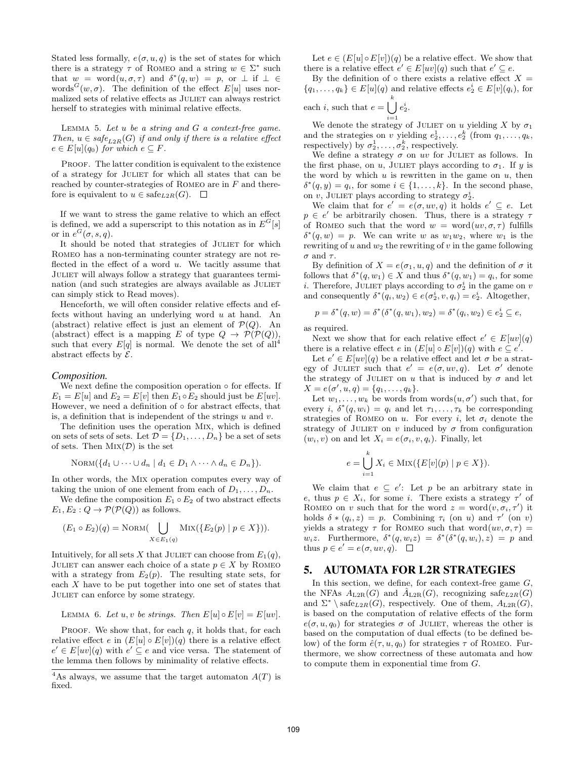Stated less formally, $e(\sigma, u, q)$ is the set of states for which there is a strategy $\tau$ of ROMEO and a string $w \in \Sigma^*$ such that $w = \text{word}(u, \sigma, \tau)$ and $\delta^*(q, w) = p$, or $\perp$ if $\perp \in \text{words}^G(w, \sigma)$. The definition of the effect $E[u]$ uses normalized sets of relative effects as JULIET can always restrict herself to strategies with minimal relative effects.

LEMMA 5. *Let $u$ be a string and $G$ a context-free game. Then, $u \in \text{safe}_{L2R}(G)$ if and only if there is a relative effect $e \in E[u](q_0)$ for which $e \subseteq F$.*

PROOF. The latter condition is equivalent to the existence of a strategy for JULIET for which all states that can be reached by counter-strategies of ROMEO are in $F$ and therefore is equivalent to $u \in \text{safe}_{L2R}(G)$. $\square$

If we want to stress the game relative to which an effect is defined, we add a superscript to this notation as in $E^G[s]$ or in $e^G(\sigma, s, q)$.

It should be noted that strategies of JULIET for which ROMEO has a non-terminating counter strategy are not reflected in the effect of a word $u$. We tacitly assume that JULIET will always follow a strategy that guarantees termination (and such strategies are always available as JULIET can simply stick to Read moves).

Henceforth, we will often consider relative effects and effects without having an underlying word $u$ at hand. An (abstract) relative effect is just an element of $\mathcal{P}(Q)$. An (abstract) effect is a mapping $E$ of type $Q \to \mathcal{P}(\mathcal{P}(Q))$, such that every $E[q]$ is normal. We denote the set of all[4] abstract effects by $\mathcal{E}$.

### *Composition.*

We next define the composition operation $\circ$ for effects. If $E_1 = E[u]$ and $E_2 = E[v]$ then $E_1 \circ E_2$ should just be $E[uv]$. However, we need a definition of $\circ$ for abstract effects, that is, a definition that is independent of the strings $u$ and $v$.

The definition uses the operation MIX, which is defined on sets of sets of sets. Let $\mathcal{D} = \{D_1, \ldots, D_n\}$ be a set of sets of sets. Then $\text{MIX}(\mathcal{D})$ is the set

$$\text{NORM}(\{d_1 \cup \cdots \cup d_n \mid d_1 \in D_1 \wedge \cdots \wedge d_n \in D_n\}).$$

In other words, the MIX operation computes every way of taking the union of one element from each of $D_1, \ldots, D_n$.

We define the composition $E_1 \circ E_2$ of two abstract effects $E_1, E_2 : Q \to \mathcal{P}(\mathcal{P}(Q))$ as follows.

$$(E_1 \circ E_2)(q) = \text{NORM}(\bigcup_{X \in E_1(q)} \text{MIX}(\{E_2(p) \mid p \in X\})).$$

Intuitively, for all sets $X$ that JULIET can choose from $E_1(q)$, JULIET can answer each choice of a state $p \in X$ by ROMEO with a strategy from $E_2(p)$. The resulting state sets, for each $X$ have to be put together into one set of states that JULIET can enforce by some strategy.

LEMMA 6. *Let $u, v$ be strings. Then $E[u] \circ E[v] = E[uv]$.*

PROOF. We show that, for each $q$, it holds that, for each relative effect $e$ in $(E[u] \circ E[v])(q)$ there is a relative effect $e' \in E[uv](q)$ with $e' \subseteq e$ and vice versa. The statement of the lemma then follows by minimality of relative effects.

Let $e \in (E[u] \circ E[v])(q)$ be a relative effect. We show that there is a relative effect $e' \in E[uv](q)$ such that $e' \subseteq e$.

By the definition of $\circ$ there exists a relative effect $X = \{q_1, \ldots, q_k\} \in E[u](q)$ and relative effects $e_2^i \in E[v](q_i)$, for each $i$, such that $e = \bigcup_{i=1}^{k} e_2^i$.

We denote the strategy of JULIET on $u$ yielding $X$ by $\sigma_1$ and the strategies on $v$ yielding $e_2^1, \ldots, e_2^k$ (from $q_1, \ldots, q_k$, respectively) by $\sigma_2^1, \ldots, \sigma_2^k$, respectively.

We define a strategy $\sigma$ on $uv$ for JULIET as follows. In the first phase, on $u$, JULIET plays according to $\sigma_1$. If $y$ is the word by which $u$ is rewritten in the game on $u$, then $\delta^*(q, y) = q_i$, for some $i \in \{1, \ldots, k\}$. In the second phase, on $v$, JULIET plays according to strategy $\sigma_2^i$.

We claim that for $e' = e(\sigma, uv, q)$ it holds $e' \subseteq e$. Let $p \in e'$ be arbitrarily chosen. Thus, there is a strategy $\tau$ of ROMEO such that the word $w = \text{word}(uv, \sigma, \tau)$ fulfills $\delta^*(q, w) = p$. We can write $w$ as $w_1 w_2$, where $w_1$ is the rewriting of $u$ and $w_2$ the rewriting of $v$ in the game following $\sigma$ and $\tau$.

By definition of $X = e(\sigma_1, u, q)$ and the definition of $\sigma$ it follows that $\delta^*(q, w_1) \in X$ and thus $\delta^*(q, w_1) = q_i$, for some $i$. Therefore, JULIET plays according to $\sigma_2^i$ in the game on $v$ and consequently $\delta^*(q_i, w_2) \in e(\sigma_2^i, v, q_i) = e_2^i$. Altogether,

$$p = \delta^*(q, w) = \delta^*(\delta^*(q, w_1), w_2) = \delta^*(q_i, w_2) \in e_2^i \subseteq e,$$

as required.

Next we show that for each relative effect $e' \in E[uv](q)$ there is a relative effect $e$ in $(E[u] \circ E[v])(q)$ with $e \subseteq e'$.

Let $e' \in E[uv](q)$ be a relative effect and let $\sigma$ be a strategy of JULIET such that $e' = e(\sigma, uv, q)$. Let $\sigma'$ denote the strategy of JULIET on $u$ that is induced by $\sigma$ and let $X = e(\sigma', u, q) = \{q_1, \ldots, q_k\}$.

Let $w_1, \ldots, w_k$ be words from $\text{words}(u, \sigma')$ such that, for every $i$, $\delta^*(q, w_i) = q_i$ and let $\tau_1, \ldots, \tau_k$ be corresponding strategies of ROMEO on $u$. For every $i$, let $\sigma_i$ denote the strategy of JULIET on $v$ induced by $\sigma$ from configuration $(w_i, v)$ and let $X_i = e(\sigma_i, v, q_i)$. Finally, let

$$e = \bigcup_{i=1}^{k} X_i \in \text{MIX}(\{E[v](p) \mid p \in X\}).$$

We claim that $e \subseteq e'$: Let $p$ be an arbitrary state in $e$, thus $p \in X_i$, for some $i$. There exists a strategy $\tau'$ of ROMEO on $v$ such that for the word $z = \text{word}(v, \sigma_i, \tau')$ it holds $\delta * (q_i, z) = p$. Combining $\tau_i$ (on $u$) and $\tau'$ (on $v$) yields a strategy $\tau$ for ROMEO such that $\text{word}(uv, \sigma, \tau) = w_i z$. Furthermore, $\delta^*(q, w_i z) = \delta^*(\delta^*(q, w_i), z) = p$ and thus $p \in e' = e(\sigma, uv, q)$. $\square$

## 5. AUTOMATA FOR L2R STRATEGIES

In this section, we define, for each context-free game $G$, the NFAs $A_{\text{L2R}}(G)$ and $\hat{A}_{\text{L2R}}(G)$, recognizing $\text{safe}_{L2R}(G)$ and $\Sigma^* \setminus \text{safe}_{L2R}(G)$, respectively. One of them, $A_{\text{L2R}}(G)$, is based on the computation of relative effects of the form $e(\sigma, u, q_0)$ for strategies $\sigma$ of JULIET, whereas the other is based on the computation of dual effects (to be defined below) of the form $\hat{e}(\tau, u, q_0)$ for strategies $\tau$ of ROMEO. Furthermore, we show correctness of these automata and how to compute them in exponential time from $G$.

---

[4] As always, we assume that the target automaton $A(T)$ is fixed.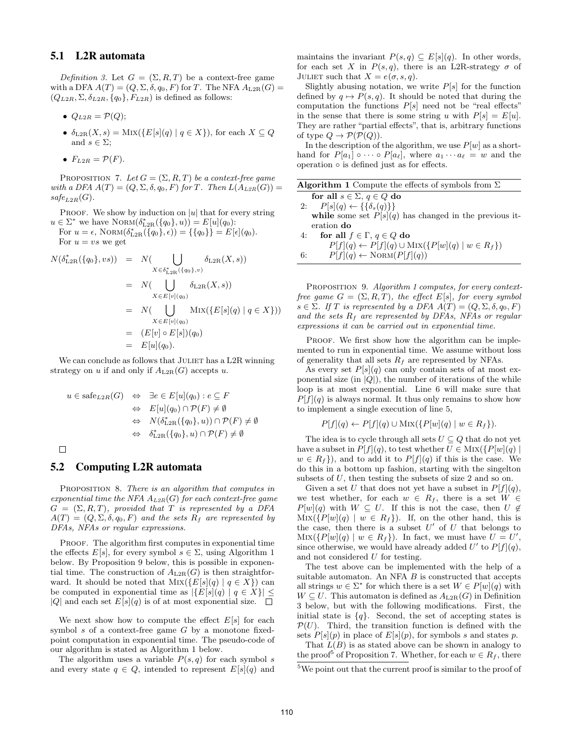## 5.1 L2R automata

*Definition 3.* Let $G = (\Sigma, R, T)$ be a context-free game with a DFA $A(T) = (Q, \Sigma, \delta, q_0, F)$ for $T$. The NFA $A_{L2R}(G) = (Q_{L2R}, \Sigma, \delta_{L2R}, \{q_0\}, F_{L2R})$ is defined as follows:

- $Q_{L2R} = \mathcal{P}(Q)$;
- $\delta_{L2R}(X, s) = \text{MIX}(\{E[s](q) \mid q \in X\})$, for each $X \subseteq Q$ and $s \in \Sigma$;
- $F_{L2R} = \mathcal{P}(F)$.

PROPOSITION 7. *Let $G = (\Sigma, R, T)$ be a context-free game with a DFA $A(T) = (Q, \Sigma, \delta, q_0, F)$ for $T$. Then $L(A_{L2R}(G)) = safe_{L2R}(G)$.*

PROOF. We show by induction on $|u|$ that for every string $u \in \Sigma^*$ we have $\text{NORM}(\delta^*_{L2R}(\{q_0\}, u)) = E[u](q_0)$:
For $u = \epsilon$, $\text{NORM}(\delta^*_{L2R}(\{q_0\}, \epsilon)) = \{\{q_0\}\} = E[\epsilon](q_0)$.
For $u = vs$ we get

$$
\begin{aligned}
N(\delta^*_{L2R}(\{q_0\}, vs)) &= N(\bigcup_{X \in \delta^*_{L2R}(\{q_0\}, v)} \delta_{L2R}(X, s)) \\
&= N(\bigcup_{X \in E[v](q_0)} \delta_{L2R}(X, s)) \\
&= N(\bigcup_{X \in E[v](q_0)} \text{MIX}(\{E[s](q) \mid q \in X\})) \\
&= (E[v] \circ E[s])(q_0) \\
&= E[u](q_0).
\end{aligned}
$$

We can conclude as follows that JULIET has a L2R winning strategy on $u$ if and only if $A_{L2R}(G)$ accepts $u$.

$$
\begin{aligned}
u \in \text{safe}_{L2R}(G) &\Leftrightarrow \exists e \in E[u](q_0) : e \subseteq F \\
&\Leftrightarrow E[u](q_0) \cap \mathcal{P}(F) \neq \emptyset \\
&\Leftrightarrow N(\delta^*_{L2R}(\{q_0\}, u)) \cap \mathcal{P}(F) \neq \emptyset \\
&\Leftrightarrow \delta^*_{L2R}(\{q_0\}, u) \cap \mathcal{P}(F) \neq \emptyset
\end{aligned}
$$

□

## 5.2 Computing L2R automata

PROPOSITION 8. *There is an algorithm that computes in exponential time the NFA $A_{L2R}(G)$ for each context-free game $G = (\Sigma, R, T)$, provided that $T$ is represented by a DFA $A(T) = (Q, \Sigma, \delta, q_0, F)$ and the sets $R_f$ are represented by DFAs, NFAs or regular expressions.*

PROOF. The algorithm first computes in exponential time the effects $E[s]$, for every symbol $s \in \Sigma$, using Algorithm 1 below. By Proposition 9 below, this is possible in exponential time. The construction of $A_{L2R}(G)$ is then straightforward. It should be noted that $\text{MIX}(\{E[s](q) \mid q \in X\})$ can be computed in exponential time as $|\{E[s](q) \mid q \in X\}| \leq |Q|$ and each set $E[s](q)$ is of at most exponential size. □

We next show how to compute the effect $E[s]$ for each symbol $s$ of a context-free game $G$ by a monotone fixed-point computation in exponential time. The pseudo-code of our algorithm is stated as Algorithm 1 below.

The algorithm uses a variable $P(s, q)$ for each symbol $s$ and every state $q \in Q$, intended to represent $E[s](q)$ and maintains the invariant $P(s, q) \subseteq E[s](q)$. In other words, for each set $X$ in $P(s, q)$, there is an L2R-strategy $\sigma$ of JULIET such that $X = e(\sigma, s, q)$.

Slightly abusing notation, we write $P[s]$ for the function defined by $q \mapsto P(s, q)$. It should be noted that during the computation the functions $P[s]$ need not be "real effects" in the sense that there is some string $u$ with $P[s] = E[u]$. They are rather "partial effects", that is, arbitrary functions of type $Q \to \mathcal{P}(\mathcal{P}(Q))$.

In the description of the algorithm, we use $P[w]$ as a shorthand for $P[a_1] \circ \cdots \circ P[a_\ell]$, where $a_1 \cdots a_\ell = w$ and the operation $\circ$ is defined just as for effects.

**Algorithm 1** Compute the effects of symbols from $\Sigma$

```
    for all s ∈ Σ, q ∈ Q do
2:     P[s](q) ← {{δ_s(q)}}
    while some set P[s](q) has changed in the previous iteration do
4:     for all f ∈ Γ, q ∈ Q do
          P[f](q) ← P[f](q) ∪ MIX({P[w](q) | w ∈ R_f})
6:        P[f](q) ← NORM(P[f](q))
```

PROPOSITION 9. *Algorithm 1 computes, for every context-free game $G = (\Sigma, R, T)$, the effect $E[s]$, for every symbol $s \in \Sigma$. If $T$ is represented by a DFA $A(T) = (Q, \Sigma, \delta, q_0, F)$ and the sets $R_f$ are represented by DFAs, NFAs or regular expressions it can be carried out in exponential time.*

PROOF. We first show how the algorithm can be implemented to run in exponential time. We assume without loss of generality that all sets $R_f$ are represented by NFAs.

As every set $P[s](q)$ can only contain sets of at most exponential size (in $|Q|$), the number of iterations of the while loop is at most exponential. Line 6 will make sure that $P[f](q)$ is always normal. It thus only remains to show how to implement a single execution of line 5,

$$P[f](q) \leftarrow P[f](q) \cup \text{MIX}(\{P[w](q) \mid w \in R_f\}).$$

The idea is to cycle through all sets $U \subseteq Q$ that do not yet have a subset in $P[f](q)$, to test whether $U \in \text{MIX}(\{P[w](q) \mid w \in R_f\})$, and to add it to $P[f](q)$ if this is the case. We do this in a bottom up fashion, starting with the singelton subsets of $U$, then testing the subsets of size 2 and so on.

Given a set $U$ that does not yet have a subset in $P[f](q)$, we test whether, for each $w \in R_f$, there is a set $W \in P[w](q)$ with $W \subseteq U$. If this is not the case, then $U \notin \text{MIX}(\{P[w](q) \mid w \in R_f\})$. If, on the other hand, this is the case, then there is a subset $U'$ of $U$ that belongs to $\text{MIX}(\{P[w](q) \mid w \in R_f\})$. In fact, we must have $U = U'$, since otherwise, we would have already added $U'$ to $P[f](q)$, and not considered $U$ for testing.

The test above can be implemented with the help of a suitable automaton. An NFA $B$ is constructed that accepts all strings $w \in \Sigma^*$ for which there is a set $W \in P[w](q)$ with $W \subseteq U$. This automaton is defined as $A_{L2R}(G)$ in Definition 3 below, but with the following modifications. First, the initial state is $\{q\}$. Second, the set of accepting states is $\mathcal{P}(U)$. Third, the transition function is defined with the sets $P[s](p)$ in place of $E[s](p)$, for symbols $s$ and states $p$.

That $L(B)$ is as stated above can be shown in analogy to the proof[5] of Proposition 7. Whether, for each $w \in R_f$, there

[5] We point out that the current proof is similar to the proof of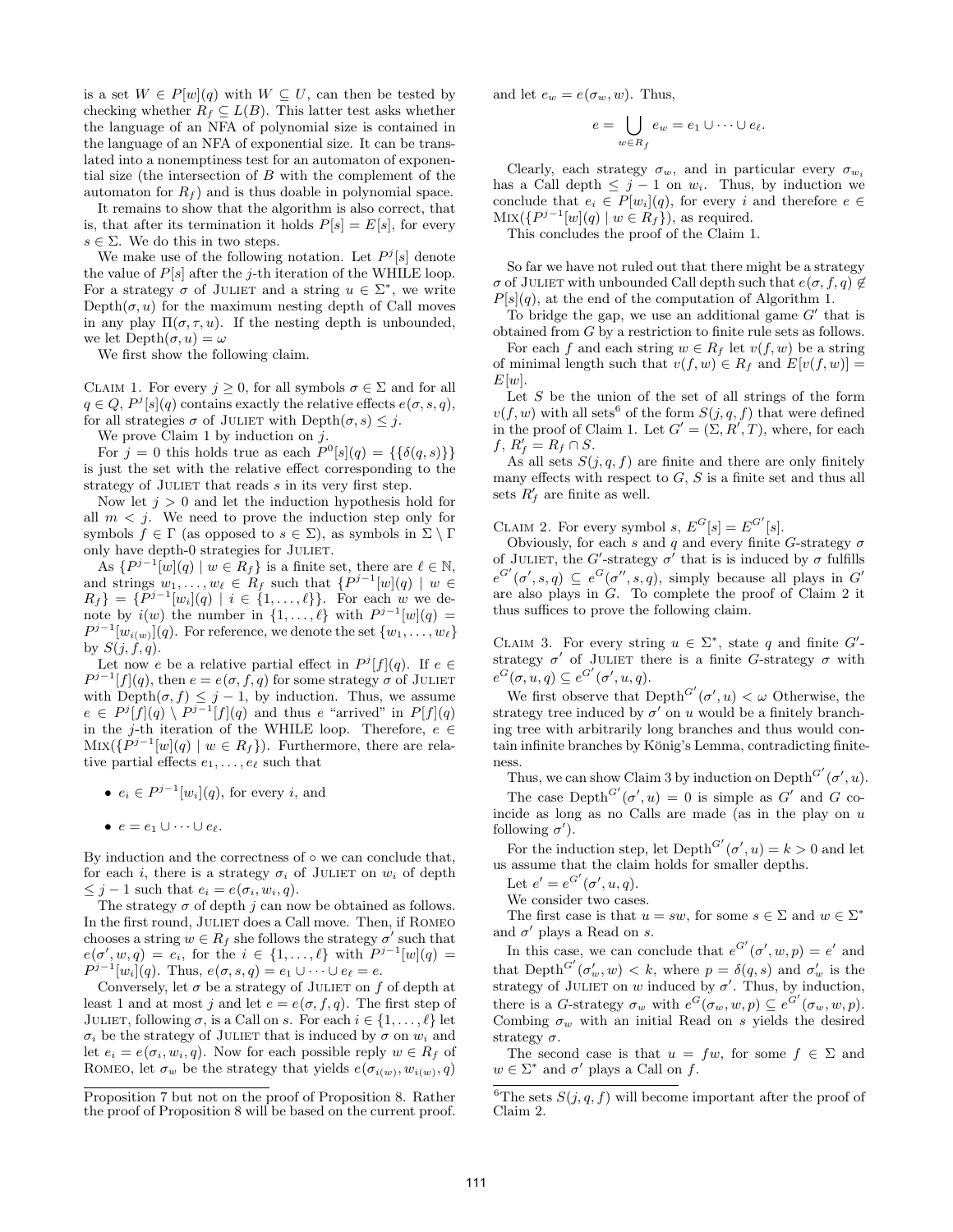is a set $W \in P[w](q)$ with $W \subseteq U$, can then be tested by checking whether $R_f \subseteq L(B)$. This latter test asks whether the language of an NFA of polynomial size is contained in the language of an NFA of exponential size. It can be translated into a nonemptiness test for an automaton of exponential size (the intersection of $B$ with the complement of the automaton for $R_f$) and is thus doable in polynomial space.

It remains to show that the algorithm is also correct, that is, that after its termination it holds $P[s] = E[s]$, for every $s \in \Sigma$. We do this in two steps.

We make use of the following notation. Let $P^j[s]$ denote the value of $P[s]$ after the $j$-th iteration of the WHILE loop. For a strategy $\sigma$ of JULIET and a string $u \in \Sigma^*$, we write $\mathrm{Depth}(\sigma, u)$ for the maximum nesting depth of Call moves in any play $\Pi(\sigma, \tau, u)$. If the nesting depth is unbounded, we let $\mathrm{Depth}(\sigma, u) = \omega$

We first show the following claim.

CLAIM 1. For every $j \geq 0$, for all symbols $\sigma \in \Sigma$ and for all $q \in Q$, $P^j[s](q)$ contains exactly the relative effects $e(\sigma, s, q)$, for all strategies $\sigma$ of JULIET with $\mathrm{Depth}(\sigma, s) \leq j$.

We prove Claim 1 by induction on $j$.

For $j = 0$ this holds true as each $P^0[s](q) = \{\{\delta(q, s)\}\}$ is just the set with the relative effect corresponding to the strategy of JULIET that reads $s$ in its very first step.

Now let $j > 0$ and let the induction hypothesis hold for all $m < j$. We need to prove the induction step only for symbols $f \in \Gamma$ (as opposed to $s \in \Sigma$), as symbols in $\Sigma \setminus \Gamma$ only have depth-0 strategies for JULIET.

As $\{P^{j-1}[w](q) \mid w \in R_f\}$ is a finite set, there are $\ell \in \mathbb{N}$, and strings $w_1, \ldots, w_\ell \in R_f$ such that $\{P^{j-1}[w](q) \mid w \in R_f\} = \{P^{j-1}[w_i](q) \mid i \in \{1, \ldots, \ell\}\}$. For each $w$ we denote by $i(w)$ the number in $\{1, \ldots, \ell\}$ with $P^{j-1}[w](q) = P^{j-1}[w_{i(w)}](q)$. For reference, we denote the set $\{w_1, \ldots, w_\ell\}$ by $S(j, f, q)$.

Let now $e$ be a relative partial effect in $P^j[f](q)$. If $e \in P^{j-1}[f](q)$, then $e = e(\sigma, f, q)$ for some strategy $\sigma$ of JULIET with $\mathrm{Depth}(\sigma, f) \leq j - 1$, by induction. Thus, we assume $e \in P^j[f](q) \setminus P^{j-1}[f](q)$ and thus $e$ "arrived" in $P[f](q)$ in the $j$-th iteration of the WHILE loop. Therefore, $e \in \mathrm{MIX}(\{P^{j-1}[w](q) \mid w \in R_f\})$. Furthermore, there are relative partial effects $e_1, \ldots, e_\ell$ such that

- $e_i \in P^{j-1}[w_i](q)$, for every $i$, and
- $e = e_1 \cup \cdots \cup e_\ell$.

By induction and the correctness of $\circ$ we can conclude that, for each $i$, there is a strategy $\sigma_i$ of JULIET on $w_i$ of depth $\leq j - 1$ such that $e_i = e(\sigma_i, w_i, q)$.

The strategy $\sigma$ of depth $j$ can now be obtained as follows. In the first round, JULIET does a Call move. Then, if ROMEO chooses a string $w \in R_f$ she follows the strategy $\sigma'$ such that $e(\sigma', w, q) = e_i$, for the $i \in \{1, \ldots, \ell\}$ with $P^{j-1}[w](q) = P^{j-1}[w_i](q)$. Thus, $e(\sigma, s, q) = e_1 \cup \cdots \cup e_\ell = e$.

Conversely, let $\sigma$ be a strategy of JULIET on $f$ of depth at least 1 and at most $j$ and let $e = e(\sigma, f, q)$. The first step of JULIET, following $\sigma$, is a Call on $s$. For each $i \in \{1, \ldots, \ell\}$ let $\sigma_i$ be the strategy of JULIET that is induced by $\sigma$ on $w_i$ and let $e_i = e(\sigma_i, w_i, q)$. Now for each possible reply $w \in R_f$ of ROMEO, let $\sigma_w$ be the strategy that yields $e(\sigma_{i(w)}, w_{i(w)}, q)$ and let $e_w = e(\sigma_w, w)$. Thus,

$$e = \bigcup_{w \in R_f} e_w = e_1 \cup \cdots \cup e_\ell.$$

Clearly, each strategy $\sigma_w$, and in particular every $\sigma_{w_i}$ has a Call depth $\leq j - 1$ on $w_i$. Thus, by induction we conclude that $e_i \in P[w_i](q)$, for every $i$ and therefore $e \in \mathrm{MIX}(\{P^{j-1}[w](q) \mid w \in R_f\})$, as required.

This concludes the proof of the Claim 1.

So far we have not ruled out that there might be a strategy $\sigma$ of JULIET with unbounded Call depth such that $e(\sigma, f, q) \notin P[s](q)$, at the end of the computation of Algorithm 1.

To bridge the gap, we use an additional game $G'$ that is obtained from $G$ by a restriction to finite rule sets as follows.

For each $f$ and each string $w \in R_f$ let $v(f, w)$ be a string of minimal length such that $v(f, w) \in R_f$ and $E[v(f, w)] = E[w]$.

Let $S$ be the union of the set of all strings of the form $v(f, w)$ with all sets[6] of the form $S(j, q, f)$ that were defined in the proof of Claim 1. Let $G' = (\Sigma, R', T)$, where, for each $f$, $R'_f = R_f \cap S$.

As all sets $S(j, q, f)$ are finite and there are only finitely many effects with respect to $G$, $S$ is a finite set and thus all sets $R'_f$ are finite as well.

CLAIM 2. For every symbol $s$, $E^G[s] = E^{G'}[s]$.

Obviously, for each $s$ and $q$ and every finite $G$-strategy $\sigma$ of JULIET, the $G'$-strategy $\sigma'$ that is is induced by $\sigma$ fulfills $e^{G'}(\sigma', s, q) \subseteq e^G(\sigma'', s, q)$, simply because all plays in $G'$ are also plays in $G$. To complete the proof of Claim 2 it thus suffices to prove the following claim.

CLAIM 3. For every string $u \in \Sigma^*$, state $q$ and finite $G'$-strategy $\sigma'$ of JULIET there is a finite $G$-strategy $\sigma$ with $e^G(\sigma, u, q) \subseteq e^{G'}(\sigma', u, q)$.

We first observe that $\mathrm{Depth}^{G'}(\sigma', u) < \omega$ Otherwise, the strategy tree induced by $\sigma'$ on $u$ would be a finitely branching tree with arbitrarily long branches and thus would contain infinite branches by König's Lemma, contradicting finiteness.

Thus, we can show Claim 3 by induction on $\mathrm{Depth}^{G'}(\sigma', u)$.

The case $\mathrm{Depth}^{G'}(\sigma', u) = 0$ is simple as $G'$ and $G$ coincide as long as no Calls are made (as in the play on $u$ following $\sigma'$).

For the induction step, let $\mathrm{Depth}^{G'}(\sigma', u) = k > 0$ and let us assume that the claim holds for smaller depths.

Let $e' = e^{G'}(\sigma', u, q)$.

We consider two cases.

The first case is that $u = sw$, for some $s \in \Sigma$ and $w \in \Sigma^*$ and $\sigma'$ plays a Read on $s$.

In this case, we can conclude that $e^{G'}(\sigma', w, p) = e'$ and that $\mathrm{Depth}^{G'}(\sigma'_w, w) < k$, where $p = \delta(q, s)$ and $\sigma'_w$ is the strategy of JULIET on $w$ induced by $\sigma'$. Thus, by induction, there is a $G$-strategy $\sigma_w$ with $e^G(\sigma_w, w, p) \subseteq e^{G'}(\sigma_w, w, p)$. Combing $\sigma_w$ with an initial Read on $s$ yields the desired strategy $\sigma$.

The second case is that $u = fw$, for some $f \in \Sigma$ and $w \in \Sigma^*$ and $\sigma'$ plays a Call on $f$.

---

Proposition 7 but not on the proof of Proposition 8. Rather the proof of Proposition 8 will be based on the current proof.

[6]The sets $S(j, q, f)$ will become important after the proof of Claim 2.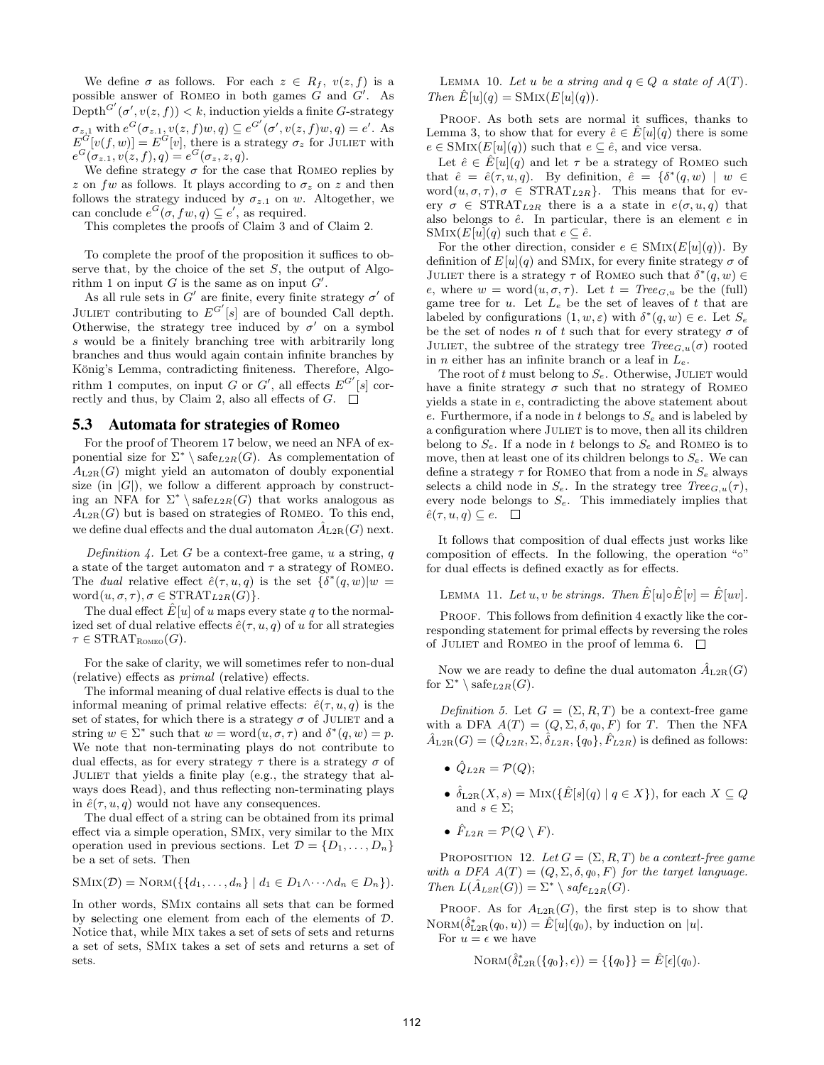We define $\sigma$ as follows. For each $z \in R_f$, $v(z, f)$ is a possible answer of Romeo in both games $G$ and $G'$. As $\text{Depth}^{G'}(\sigma', v(z, f)) < k$, induction yields a finite $G$-strategy $\sigma_{z.1}$ with $e^G(\sigma_{z.1}, v(z, f)w, q) \subseteq e^{G'}(\sigma', v(z, f)w, q) = e'$. As $E^{G'}[v(f, w)] = E^G[v]$, there is a strategy $\sigma_z$ for Juliet with $e^G(\sigma_{z.1}, v(z, f), q) = e^G(\sigma_z, z, q)$.

We define strategy $\sigma$ for the case that Romeo replies by $z$ on $fw$ as follows. It plays according to $\sigma_z$ on $z$ and then follows the strategy induced by $\sigma_{z.1}$ on $w$. Altogether, we can conclude $e^G(\sigma, fw, q) \subseteq e'$, as required.

This completes the proofs of Claim 3 and of Claim 2.

To complete the proof of the proposition it suffices to observe that, by the choice of the set $S$, the output of Algorithm 1 on input $G$ is the same as on input $G'$.

As all rule sets in $G'$ are finite, every finite strategy $\sigma'$ of Juliet contributing to $E^{G'}[s]$ are of bounded Call depth. Otherwise, the strategy tree induced by $\sigma'$ on a symbol $s$ would be a finitely branching tree with arbitrarily long branches and thus would again contain infinite branches by König's Lemma, contradicting finiteness. Therefore, Algorithm 1 computes, on input $G$ or $G'$, all effects $E^{G'}[s]$ correctly and thus, by Claim 2, also all effects of $G$. $\square$

## 5.3 Automata for strategies of Romeo

For the proof of Theorem 17 below, we need an NFA of exponential size for $\Sigma^* \setminus \text{safe}_{L2R}(G)$. As complementation of $A_{\text{L2R}}(G)$ might yield an automaton of doubly exponential size (in $|G|$), we follow a different approach by constructing an NFA for $\Sigma^* \setminus \text{safe}_{L2R}(G)$ that works analogous as $A_{\text{L2R}}(G)$ but is based on strategies of Romeo. To this end, we define dual effects and the dual automaton $\hat{A}_{\text{L2R}}(G)$ next.

*Definition 4.* Let $G$ be a context-free game, $u$ a string, $q$ a state of the target automaton and $\tau$ a strategy of Romeo. The *dual* relative effect $\hat{e}(\tau, u, q)$ is the set $\{\delta^*(q, w) | w = \text{word}(u, \sigma, \tau), \sigma \in \text{STRAT}_{L2R}(G)\}$.

The dual effect $\hat{E}[u]$ of $u$ maps every state $q$ to the normalized set of dual relative effects $\hat{e}(\tau, u, q)$ of $u$ for all strategies $\tau \in \text{STRAT}_{\text{Romeo}}(G)$.

For the sake of clarity, we will sometimes refer to non-dual (relative) effects as *primal* (relative) effects.

The informal meaning of dual relative effects is dual to the informal meaning of primal relative effects: $\hat{e}(\tau, u, q)$ is the set of states, for which there is a strategy $\sigma$ of Juliet and a string $w \in \Sigma^*$ such that $w = \text{word}(u, \sigma, \tau)$ and $\delta^*(q, w) = p$. We note that non-terminating plays do not contribute to dual effects, as for every strategy $\tau$ there is a strategy $\sigma$ of Juliet that yields a finite play (e.g., the strategy that always does Read), and thus reflecting non-terminating plays in $\hat{e}(\tau, u, q)$ would not have any consequences.

The dual effect of a string can be obtained from its primal effect via a simple operation, SMix, very similar to the Mix operation used in previous sections. Let $\mathcal{D} = \{D_1, \ldots, D_n\}$ be a set of sets. Then

$$\text{SMix}(\mathcal{D}) = \text{Norm}(\{\{d_1, \ldots, d_n\} \mid d_1 \in D_1 \wedge \cdots \wedge d_n \in D_n\}).$$

In other words, SMix contains all sets that can be formed by **s**electing one element from each of the elements of $\mathcal{D}$. Notice that, while Mix takes a set of sets of sets and returns a set of sets, SMix takes a set of sets and returns a set of sets.

Lemma 10. *Let $u$ be a string and $q \in Q$ a state of $A(T)$. Then $\hat{E}[u](q) = \text{SMix}(E[u](q))$.*

Proof. As both sets are normal it suffices, thanks to Lemma 3, to show that for every $\hat{e} \in \hat{E}[u](q)$ there is some $e \in \text{SMix}(E[u](q))$ such that $e \subseteq \hat{e}$, and vice versa.

Let $\hat{e} \in \hat{E}[u](q)$ and let $\tau$ be a strategy of Romeo such that $\hat{e} = \hat{e}(\tau, u, q)$. By definition, $\hat{e} = \{\delta^*(q, w) \mid w \in \text{word}(u, \sigma, \tau), \sigma \in \text{STRAT}_{L2R}\}$. This means that for every $\sigma \in \text{STRAT}_{L2R}$ there is a a state in $e(\sigma, u, q)$ that also belongs to $\hat{e}$. In particular, there is an element $e$ in $\text{SMix}(E[u](q)$ such that $e \subseteq \hat{e}$.

For the other direction, consider $e \in \text{SMix}(E[u](q))$. By definition of $E[u](q)$ and SMix, for every finite strategy $\sigma$ of Juliet there is a strategy $\tau$ of Romeo such that $\delta^*(q, w) \in e$, where $w = \text{word}(u, \sigma, \tau)$. Let $t = \textit{Tree}_{G,u}$ be the (full) game tree for $u$. Let $L_e$ be the set of leaves of $t$ that are labeled by configurations $(1, w, \varepsilon)$ with $\delta^*(q, w) \in e$. Let $S_e$ be the set of nodes $n$ of $t$ such that for every strategy $\sigma$ of Juliet, the subtree of the strategy tree $\textit{Tree}_{G,u}(\sigma)$ rooted in $n$ either has an infinite branch or a leaf in $L_e$.

The root of $t$ must belong to $S_e$. Otherwise, Juliet would have a finite strategy $\sigma$ such that no strategy of Romeo yields a state in $e$, contradicting the above statement about $e$. Furthermore, if a node in $t$ belongs to $S_e$ and is labeled by a configuration where Juliet is to move, then all its children belong to $S_e$. If a node in $t$ belongs to $S_e$ and Romeo is to move, then at least one of its children belongs to $S_e$. We can define a strategy $\tau$ for Romeo that from a node in $S_e$ always selects a child node in $S_e$. In the strategy tree $\textit{Tree}_{G,u}(\tau)$, every node belongs to $S_e$. This immediately implies that $\hat{e}(\tau, u, q) \subseteq e$. $\square$

It follows that composition of dual effects just works like composition of effects. In the following, the operation "$\circ$" for dual effects is defined exactly as for effects.

Lemma 11. *Let $u, v$ be strings. Then $\hat{E}[u] \circ \hat{E}[v] = \hat{E}[uv]$.*

Proof. This follows from definition 4 exactly like the corresponding statement for primal effects by reversing the roles of Juliet and Romeo in the proof of lemma 6. $\square$

Now we are ready to define the dual automaton $\hat{A}_{\text{L2R}}(G)$ for $\Sigma^* \setminus \text{safe}_{L2R}(G)$.

*Definition 5.* Let $G = (\Sigma, R, T)$ be a context-free game with a DFA $A(T) = (Q, \Sigma, \delta, q_0, F)$ for $T$. Then the NFA $\hat{A}_{\text{L2R}}(G) = (\hat{Q}_{L2R}, \Sigma, \hat{\delta}_{L2R}, \{q_0\}, \hat{F}_{L2R})$ is defined as follows:

- $\hat{Q}_{L2R} = \mathcal{P}(Q)$;
- $\hat{\delta}_{\text{L2R}}(X, s) = \text{Mix}(\{\hat{E}[s](q) \mid q \in X\})$, for each $X \subseteq Q$ and $s \in \Sigma$;
- $\hat{F}_{L2R} = \mathcal{P}(Q \setminus F)$.

Proposition 12. *Let $G = (\Sigma, R, T)$ be a context-free game with a DFA $A(T) = (Q, \Sigma, \delta, q_0, F)$ for the target language. Then $L(\hat{A}_{L2R}(G)) = \Sigma^* \setminus \textit{safe}_{L2R}(G)$.*

Proof. As for $A_{\text{L2R}}(G)$, the first step is to show that $\text{Norm}(\hat{\delta}^*_{\text{L2R}}(q_0, u)) = \hat{E}[u](q_0)$, by induction on $|u|$.

For $u = \epsilon$ we have

$$\text{Norm}(\hat{\delta}^*_{\text{L2R}}(\{q_0\}, \epsilon)) = \{\{q_0\}\} = \hat{E}[\epsilon](q_0).$$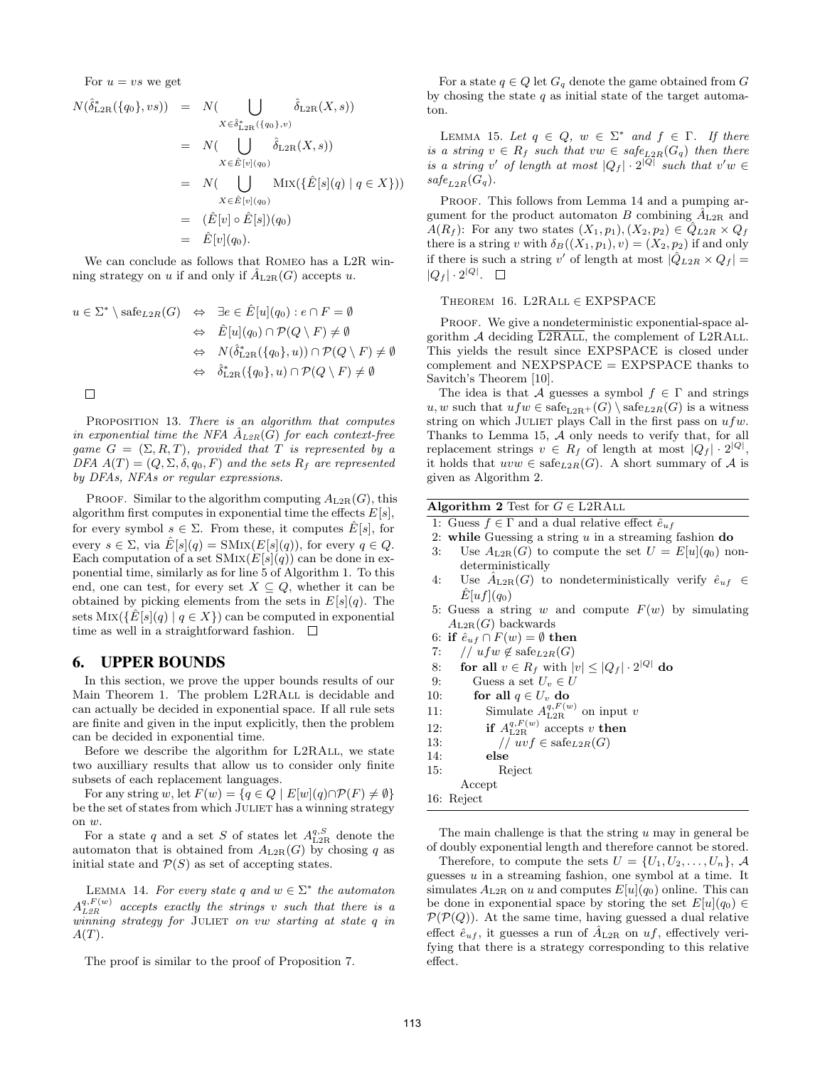For $u = vs$ we get

$$
\begin{aligned}
N(\hat{\delta}^*_{\text{L2R}}(\{q_0\}, vs)) &= N(\bigcup_{X \in \hat{\delta}^*_{\text{L2R}}(\{q_0\}, v)} \hat{\delta}_{\text{L2R}}(X, s)) \\
&= N(\bigcup_{X \in \hat{E}[v](q_0)} \hat{\delta}_{\text{L2R}}(X, s)) \\
&= N(\bigcup_{X \in \hat{E}[v](q_0)} \text{MIX}(\{\hat{E}[s](q) \mid q \in X\})) \\
&= (\hat{E}[v] \circ \hat{E}[s])(q_0) \\
&= \hat{E}[v](q_0).
\end{aligned}
$$

We can conclude as follows that ROMEO has a L2R winning strategy on $u$ if and only if $\hat{A}_{\text{L2R}}(G)$ accepts $u$.

$$
\begin{aligned}
u \in \Sigma^* \setminus \text{safe}_{L2R}(G) &\Leftrightarrow \exists e \in \hat{E}[u](q_0) : e \cap F = \emptyset \\
&\Leftrightarrow \hat{E}[u](q_0) \cap \mathcal{P}(Q \setminus F) \neq \emptyset \\
&\Leftrightarrow N(\hat{\delta}^*_{\text{L2R}}(\{q_0\}, u)) \cap \mathcal{P}(Q \setminus F) \neq \emptyset \\
&\Leftrightarrow \hat{\delta}^*_{\text{L2R}}(\{q_0\}, u) \cap \mathcal{P}(Q \setminus F) \neq \emptyset
\end{aligned}
$$

□

PROPOSITION 13. *There is an algorithm that computes in exponential time the NFA $\hat{A}_{L2R}(G)$ for each context-free game $G = (\Sigma, R, T)$, provided that $T$ is represented by a DFA $A(T) = (Q, \Sigma, \delta, q_0, F)$ and the sets $R_f$ are represented by DFAs, NFAs or regular expressions.*

PROOF. Similar to the algorithm computing $A_{\text{L2R}}(G)$, this algorithm first computes in exponential time the effects $E[s]$, for every symbol $s \in \Sigma$. From these, it computes $\hat{E}[s]$, for every $s \in \Sigma$, via $\hat{E}[s](q) = \text{SMIX}(E[s](q))$, for every $q \in Q$. Each computation of a set $\text{SMIX}(E[s](q))$ can be done in exponential time, similarly as for line 5 of Algorithm 1. To this end, one can test, for every set $X \subseteq Q$, whether it can be obtained by picking elements from the sets in $E[s](q)$. The sets $\text{MIX}(\{\hat{E}[s](q) \mid q \in X\})$ can be computed in exponential time as well in a straightforward fashion. □

## 6. UPPER BOUNDS

In this section, we prove the upper bounds results of our Main Theorem 1. The problem L2RALL is decidable and can actually be decided in exponential space. If all rule sets are finite and given in the input explicitly, then the problem can be decided in exponential time.

Before we describe the algorithm for L2RALL, we state two auxilliary results that allow us to consider only finite subsets of each replacement languages.

For any string $w$, let $F(w) = \{q \in Q \mid E[w](q) \cap \mathcal{P}(F) \neq \emptyset\}$ be the set of states from which JULIET has a winning strategy on $w$.

For a state $q$ and a set $S$ of states let $A^{q,S}_{\text{L2R}}$ denote the automaton that is obtained from $A_{\text{L2R}}(G)$ by chosing $q$ as initial state and $\mathcal{P}(S)$ as set of accepting states.

LEMMA 14. *For every state $q$ and $w \in \Sigma^*$ the automaton $A^{q,F(w)}_{L2R}$ accepts exactly the strings $v$ such that there is a winning strategy for JULIET on $vw$ starting at state $q$ in $A(T)$.*

The proof is similar to the proof of Proposition 7.

For a state $q \in Q$ let $G_q$ denote the game obtained from $G$ by chosing the state $q$ as initial state of the target automaton.

LEMMA 15. *Let $q \in Q$, $w \in \Sigma^*$ and $f \in \Gamma$. If there is a string $v \in R_f$ such that $vw \in \text{safe}_{L2R}(G_q)$ then there is a string $v'$ of length at most $|Q_f| \cdot 2^{|Q|}$ such that $v'w \in \text{safe}_{L2R}(G_q)$.*

PROOF. This follows from Lemma 14 and a pumping argument for the product automaton $B$ combining $\hat{A}_{\text{L2R}}$ and $A(R_f)$: For any two states $(X_1, p_1), (X_2, p_2) \in \hat{Q}_{L2R} \times Q_f$ there is a string $v$ with $\delta_B((X_1, p_1), v) = (X_2, p_2)$ if and only if there is such a string $v'$ of length at most $|\hat{Q}_{L2R} \times Q_f| = |Q_f| \cdot 2^{|Q|}$. □

THEOREM 16. L2RALL $\in$ EXPSPACE

PROOF. We give a nondeterministic exponential-space algorithm $\mathcal{A}$ deciding $\overline{\text{L2RALL}}$, the complement of L2RALL. This yields the result since EXPSPACE is closed under complement and NEXPSPACE = EXPSPACE thanks to Savitch's Theorem [10].

The idea is that $\mathcal{A}$ guesses a symbol $f \in \Gamma$ and strings $u, w$ such that $ufw \in \text{safe}_{\text{L2R+}}(G) \setminus \text{safe}_{L2R}(G)$ is a witness string on which JULIET plays Call in the first pass on $ufw$. Thanks to Lemma 15, $\mathcal{A}$ only needs to verify that, for all replacement strings $v \in R_f$ of length at most $|Q_f| \cdot 2^{|Q|}$, it holds that $uvw \in \text{safe}_{L2R}(G)$. A short summary of $\mathcal{A}$ is given as Algorithm 2.

**Algorithm 2** Test for $G \in$ L2RALL

```
1: Guess f ∈ Γ and a dual relative effect ê_uf
2: while Guessing a string u in a streaming fashion do
3:    Use A_L2R(G) to compute the set U = E[u](q_0) non-
      deterministically
4:    Use Â_L2R(G) to nondeterministically verify ê_uf ∈
      Ê[uf](q_0)
5: Guess a string w and compute F(w) by simulating
   A_L2R(G) backwards
6: if ê_uf ∩ F(w) = ∅ then
7:    // ufw ∉ safe_L2R(G)
8:    for all v ∈ R_f with |v| ≤ |Q_f| · 2^|Q| do
9:       Guess a set U_v ∈ U
10:      for all q ∈ U_v do
11:         Simulate A_L2R^{q,F(w)} on input v
12:         if A_L2R^{q,F(w)} accepts v then
13:            // uvf ∈ safe_L2R(G)
14:         else
15:            Reject
      Accept
16: Reject
```

The main challenge is that the string $u$ may in general be of doubly exponential length and therefore cannot be stored.

Therefore, to compute the sets $U = \{U_1, U_2, \ldots, U_n\}$, $\mathcal{A}$ guesses $u$ in a streaming fashion, one symbol at a time. It simulates $A_{\text{L2R}}$ on $u$ and computes $E[u](q_0)$ online. This can be done in exponential space by storing the set $E[u](q_0) \in \mathcal{P}(\mathcal{P}(Q))$. At the same time, having guessed a dual relative effect $\hat{e}_{uf}$, it guesses a run of $\hat{A}_{\text{L2R}}$ on $uf$, effectively verifying that there is a strategy corresponding to this relative effect.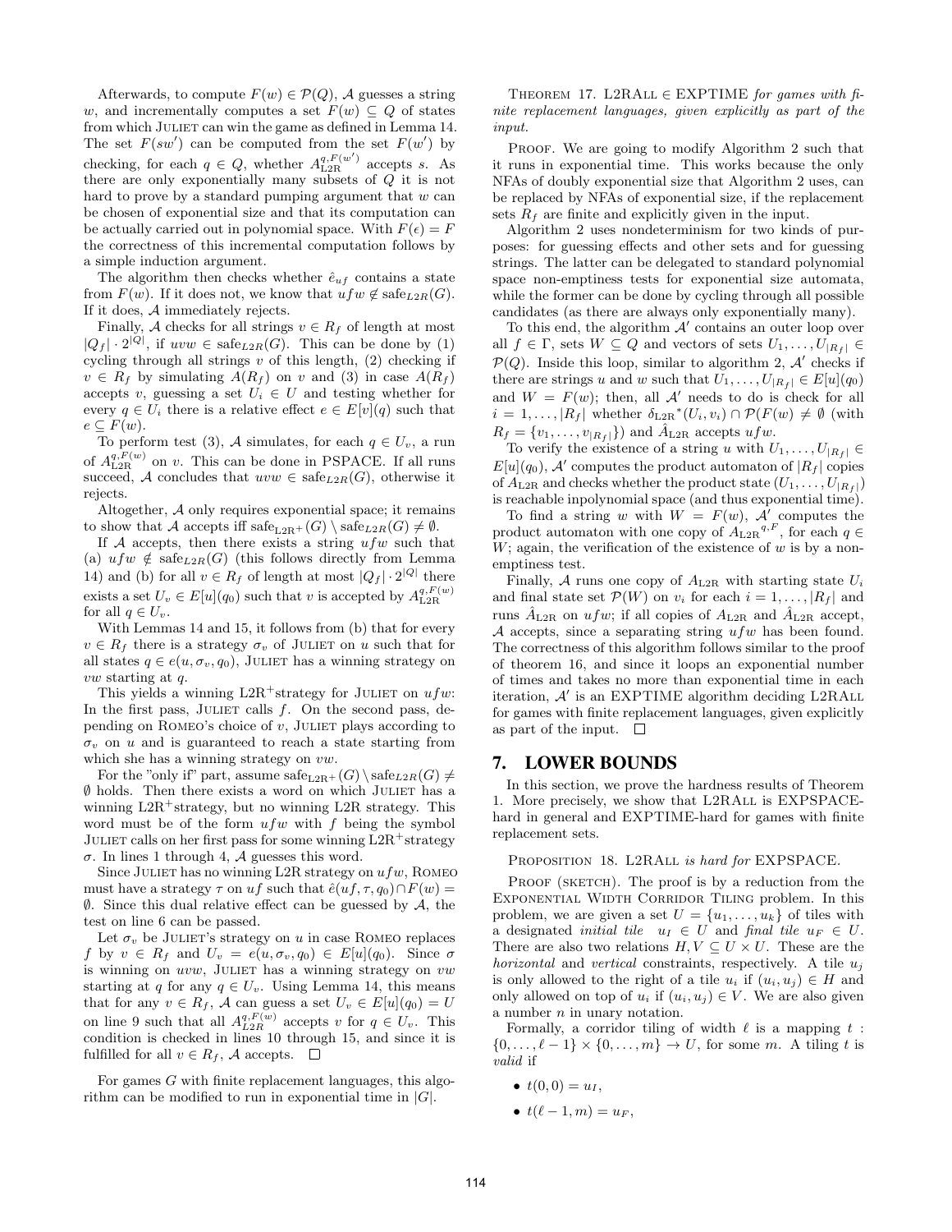Afterwards, to compute $F(w) \in \mathcal{P}(Q)$, $\mathcal{A}$ guesses a string $w$, and incrementally computes a set $F(w) \subseteq Q$ of states from which JULIET can win the game as defined in Lemma 14. The set $F(sw')$ can be computed from the set $F(w')$ by checking, for each $q \in Q$, whether $A_{\mathrm{L2R}}^{q,F(w')}$ accepts $s$. As there are only exponentially many subsets of $Q$ it is not hard to prove by a standard pumping argument that $w$ can be chosen of exponential size and that its computation can be actually carried out in polynomial space. With $F(\epsilon) = F$ the correctness of this incremental computation follows by a simple induction argument.

The algorithm then checks whether $\hat{e}_{uf}$ contains a state from $F(w)$. If it does not, we know that $ufw \notin \mathrm{safe}_{L2R}(G)$. If it does, $\mathcal{A}$ immediately rejects.

Finally, $\mathcal{A}$ checks for all strings $v \in R_f$ of length at most $|Q_f| \cdot 2^{|Q|}$, if $uvw \in \mathrm{safe}_{L2R}(G)$. This can be done by (1) cycling through all strings $v$ of this length, (2) checking if $v \in R_f$ by simulating $A(R_f)$ on $v$ and (3) in case $A(R_f)$ accepts $v$, guessing a set $U_i \in U$ and testing whether for every $q \in U_i$ there is a relative effect $e \in E[v](q)$ such that $e \subseteq F(w)$.

To perform test (3), $\mathcal{A}$ simulates, for each $q \in U_v$, a run of $A_{\mathrm{L2R}}^{q,F(w)}$ on $v$. This can be done in PSPACE. If all runs succeed, $\mathcal{A}$ concludes that $uvw \in \mathrm{safe}_{L2R}(G)$, otherwise it rejects.

Altogether, $\mathcal{A}$ only requires exponential space; it remains to show that $\mathcal{A}$ accepts iff $\mathrm{safe}_{\mathrm{L2R}^+}(G) \setminus \mathrm{safe}_{L2R}(G) \neq \emptyset$.

If $\mathcal{A}$ accepts, then there exists a string $ufw$ such that (a) $ufw \notin \mathrm{safe}_{L2R}(G)$ (this follows directly from Lemma 14) and (b) for all $v \in R_f$ of length at most $|Q_f| \cdot 2^{|Q|}$ there exists a set $U_v \in E[u](q_0)$ such that $v$ is accepted by $A_{\mathrm{L2R}}^{q,F(w)}$ for all $q \in U_v$.

With Lemmas 14 and 15, it follows from (b) that for every $v \in R_f$ there is a strategy $\sigma_v$ of JULIET on $u$ such that for all states $q \in e(u, \sigma_v, q_0)$, JULIET has a winning strategy on $vw$ starting at $q$.

This yields a winning L2R$^+$strategy for JULIET on $ufw$: In the first pass, JULIET calls $f$. On the second pass, depending on ROMEO's choice of $v$, JULIET plays according to $\sigma_v$ on $u$ and is guaranteed to reach a state starting from which she has a winning strategy on $vw$.

For the "only if" part, assume $\mathrm{safe}_{\mathrm{L2R}^+}(G) \setminus \mathrm{safe}_{L2R}(G) \neq \emptyset$ holds. Then there exists a word on which JULIET has a winning L2R$^+$strategy, but no winning L2R strategy. This word must be of the form $ufw$ with $f$ being the symbol JULIET calls on her first pass for some winning L2R$^+$strategy $\sigma$. In lines 1 through 4, $\mathcal{A}$ guesses this word.

Since JULIET has no winning L2R strategy on $ufw$, ROMEO must have a strategy $\tau$ on $uf$ such that $\hat{e}(uf, \tau, q_0) \cap F(w) = \emptyset$. Since this dual relative effect can be guessed by $\mathcal{A}$, the test on line 6 can be passed.

Let $\sigma_v$ be JULIET's strategy on $u$ in case ROMEO replaces $f$ by $v \in R_f$ and $U_v = e(u, \sigma_v, q_0) \in E[u](q_0)$. Since $\sigma$ is winning on $uvw$, JULIET has a winning strategy on $vw$ starting at $q$ for any $q \in U_v$. Using Lemma 14, this means that for any $v \in R_f$, $\mathcal{A}$ can guess a set $U_v \in E[u](q_0) = U$ on line 9 such that all $A_{L2R}^{q,F(w)}$ accepts $v$ for $q \in U_v$. This condition is checked in lines 10 through 15, and since it is fulfilled for all $v \in R_f$, $\mathcal{A}$ accepts. $\square$

For games $G$ with finite replacement languages, this algorithm can be modified to run in exponential time in $|G|$.

THEOREM 17. *L2RALL $\in$ EXPTIME for games with finite replacement languages, given explicitly as part of the input.*

PROOF. We are going to modify Algorithm 2 such that it runs in exponential time. This works because the only NFAs of doubly exponential size that Algorithm 2 uses, can be replaced by NFAs of exponential size, if the replacement sets $R_f$ are finite and explicitly given in the input.

Algorithm 2 uses nondeterminism for two kinds of purposes: for guessing effects and other sets and for guessing strings. The latter can be delegated to standard polynomial space non-emptiness tests for exponential size automata, while the former can be done by cycling through all possible candidates (as there are always only exponentially many).

To this end, the algorithm $\mathcal{A}'$ contains an outer loop over all $f \in \Gamma$, sets $W \subseteq Q$ and vectors of sets $U_1, \ldots, U_{|R_f|} \in \mathcal{P}(Q)$. Inside this loop, similar to algorithm 2, $\mathcal{A}'$ checks if there are strings $u$ and $w$ such that $U_1, \ldots, U_{|R_f|} \in E[u](q_0)$ and $W = F(w)$; then, all $\mathcal{A}'$ needs to do is check for all $i = 1, \ldots, |R_f|$ whether $\delta_{\mathrm{L2R}}{}^*(U_i, v_i) \cap \mathcal{P}(F(w) \neq \emptyset$ (with $R_f = \{v_1, \ldots, v_{|R_f|}\}$) and $\hat{A}_{\mathrm{L2R}}$ accepts $ufw$.

To verify the existence of a string $u$ with $U_1, \ldots, U_{|R_f|} \in E[u](q_0)$, $\mathcal{A}'$ computes the product automaton of $|R_f|$ copies of $A_{\mathrm{L2R}}$ and checks whether the product state $(U_1, \ldots, U_{|R_f|})$ is reachable inpolynomial space (and thus exponential time).

To find a string $w$ with $W = F(w)$, $\mathcal{A}'$ computes the product automaton with one copy of $A_{\mathrm{L2R}}{}^{q,F}$, for each $q \in W$; again, the verification of the existence of $w$ is by a non-emptiness test.

Finally, $\mathcal{A}$ runs one copy of $A_{\mathrm{L2R}}$ with starting state $U_i$ and final state set $\mathcal{P}(W)$ on $v_i$ for each $i = 1, \ldots, |R_f|$ and runs $\hat{A}_{\mathrm{L2R}}$ on $ufw$; if all copies of $A_{\mathrm{L2R}}$ and $\hat{A}_{\mathrm{L2R}}$ accept, $\mathcal{A}$ accepts, since a separating string $ufw$ has been found. The correctness of this algorithm follows similar to the proof of theorem 16, and since it loops an exponential number of times and takes no more than exponential time in each iteration, $\mathcal{A}'$ is an EXPTIME algorithm deciding L2RALL for games with finite replacement languages, given explicitly as part of the input. $\square$

## 7. LOWER BOUNDS

In this section, we prove the hardness results of Theorem 1. More precisely, we show that L2RALL is EXPSPACE-hard in general and EXPTIME-hard for games with finite replacement sets.

PROPOSITION 18. *L2RALL is hard for* EXPSPACE.

PROOF (SKETCH). The proof is by a reduction from the EXPONENTIAL WIDTH CORRIDOR TILING problem. In this problem, we are given a set $U = \{u_1, \ldots, u_k\}$ of tiles with a designated *initial tile* $u_I \in U$ and *final tile* $u_F \in U$. There are also two relations $H, V \subseteq U \times U$. These are the *horizontal* and *vertical constraints*, respectively. A tile $u_j$ is only allowed to the right of a tile $u_i$ if $(u_i, u_j) \in H$ and only allowed on top of $u_i$ if $(u_i, u_j) \in V$. We are also given a number $n$ in unary notation.

Formally, a corridor tiling of width $\ell$ is a mapping $t : \{0, \ldots, \ell - 1\} \times \{0, \ldots, m\} \to U$, for some $m$. A tiling $t$ is *valid* if

- $t(0, 0) = u_I$,
- $t(\ell - 1, m) = u_F$,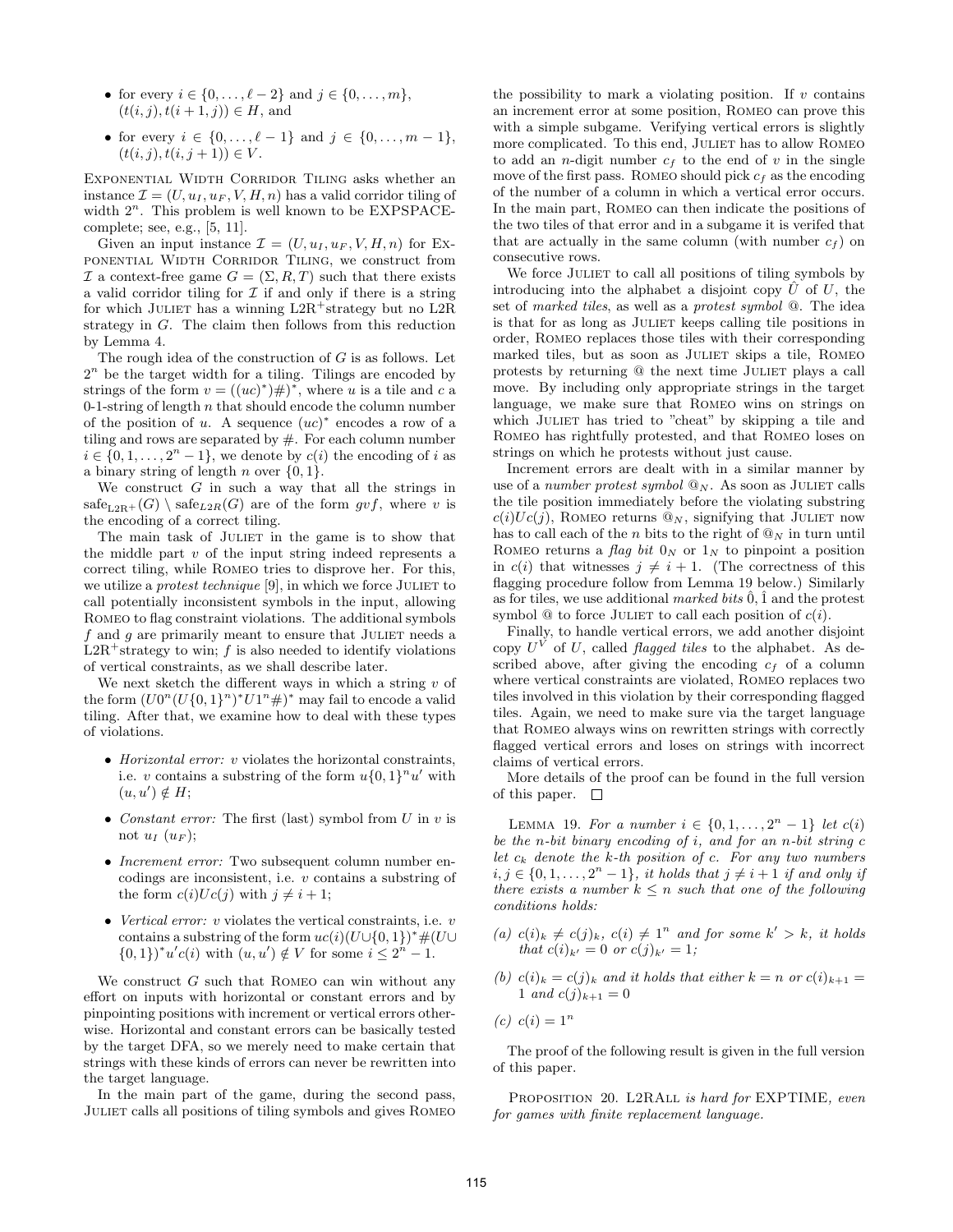- for every $i \in \{0, \ldots, \ell - 2\}$ and $j \in \{0, \ldots, m\}$, $(t(i,j), t(i+1,j)) \in H$, and

- for every $i \in \{0, \ldots, \ell - 1\}$ and $j \in \{0, \ldots, m-1\}$, $(t(i,j), t(i,j+1)) \in V$.

Exponential Width Corridor Tiling asks whether an instance $\mathcal{I} = (U, u_I, u_F, V, H, n)$ has a valid corridor tiling of width $2^n$. This problem is well known to be EXPSPACE-complete; see, e.g., [5, 11].

Given an input instance $\mathcal{I} = (U, u_I, u_F, V, H, n)$ for Exponential Width Corridor Tiling, we construct from $\mathcal{I}$ a context-free game $G = (\Sigma, R, T)$ such that there exists a valid corridor tiling for $\mathcal{I}$ if and only if there is a string for which Juliet has a winning L2R$^+$strategy but no L2R strategy in $G$. The claim then follows from this reduction by Lemma 4.

The rough idea of the construction of $G$ is as follows. Let $2^n$ be the target width for a tiling. Tilings are encoded by strings of the form $v = ((uc)^*)\#)^*$, where $u$ is a tile and $c$ a 0-1-string of length $n$ that should encode the column number of the position of $u$. A sequence $(uc)^*$ encodes a row of a tiling and rows are separated by #. For each column number $i \in \{0, 1, \ldots, 2^n - 1\}$, we denote by $c(i)$ the encoding of $i$ as a binary string of length $n$ over $\{0, 1\}$.

We construct $G$ in such a way that all the strings in $\text{safe}_{\text{L2R}^+}(G) \setminus \text{safe}_{L2R}(G)$ are of the form $gvf$, where $v$ is the encoding of a correct tiling.

The main task of Juliet in the game is to show that the middle part $v$ of the input string indeed represents a correct tiling, while Romeo tries to disprove her. For this, we utilize a *protest technique* [9], in which we force Juliet to call potentially inconsistent symbols in the input, allowing Romeo to flag constraint violations. The additional symbols $f$ and $g$ are primarily meant to ensure that Juliet needs a L2R$^+$strategy to win; $f$ is also needed to identify violations of vertical constraints, as we shall describe later.

We next sketch the different ways in which a string $v$ of the form $(U0^n(U\{0,1\}^n)^*U1^n\#)^*$ may fail to encode a valid tiling. After that, we examine how to deal with these types of violations.

- *Horizontal error:* $v$ violates the horizontal constraints, i.e. $v$ contains a substring of the form $u\{0,1\}^n u'$ with $(u, u') \notin H$;

- *Constant error:* The first (last) symbol from $U$ in $v$ is not $u_I$ ($u_F$);

- *Increment error:* Two subsequent column number encodings are inconsistent, i.e. $v$ contains a substring of the form $c(i)Uc(j)$ with $j \neq i + 1$;

- *Vertical error:* $v$ violates the vertical constraints, i.e. $v$ contains a substring of the form $uc(i)(U \cup \{0,1\})^*\#(U \cup \{0,1\})^*u'c(i)$ with $(u, u') \notin V$ for some $i \leq 2^n - 1$.

We construct $G$ such that Romeo can win without any effort on inputs with horizontal or constant errors and by pinpointing positions with increment or vertical errors otherwise. Horizontal and constant errors can be basically tested by the target DFA, so we merely need to make certain that strings with these kinds of errors can never be rewritten into the target language.

In the main part of the game, during the second pass, Juliet calls all positions of tiling symbols and gives Romeo the possibility to mark a violating position. If $v$ contains an increment error at some position, Romeo can prove this with a simple subgame. Verifying vertical errors is slightly more complicated. To this end, Juliet has to allow Romeo to add an $n$-digit number $c_f$ to the end of $v$ in the single move of the first pass. Romeo should pick $c_f$ as the encoding of the number of a column in which a vertical error occurs. In the main part, Romeo can then indicate the positions of the two tiles of that error and in a subgame it is verifed that that are actually in the same column (with number $c_f$) on consecutive rows.

We force Juliet to call all positions of tiling symbols by introducing into the alphabet a disjoint copy $\hat{U}$ of $U$, the set of *marked tiles*, as well as a *protest symbol* @. The idea is that for as long as Juliet keeps calling tile positions in order, Romeo replaces those tiles with their corresponding marked tiles, but as soon as Juliet skips a tile, Romeo protests by returning @ the next time Juliet plays a call move. By including only appropriate strings in the target language, we make sure that Romeo wins on strings on which Juliet has tried to "cheat" by skipping a tile and Romeo has rightfully protested, and that Romeo loses on strings on which he protests without just cause.

Increment errors are dealt with in a similar manner by use of a *number protest symbol* $@_N$. As soon as Juliet calls the tile position immediately before the violating substring $c(i)Uc(j)$, Romeo returns $@_N$, signifying that Juliet now has to call each of the $n$ bits to the right of $@_N$ in turn until Romeo returns a *flag bit* $0_N$ or $1_N$ to pinpoint a position in $c(i)$ that witnesses $j \neq i + 1$. (The correctness of this flagging procedure follow from Lemma 19 below.) Similarly as for tiles, we use additional *marked bits* $\hat{0}, \hat{1}$ and the protest symbol @ to force Juliet to call each position of $c(i)$.

Finally, to handle vertical errors, we add another disjoint copy $U^V$ of $U$, called *flagged tiles* to the alphabet. As described above, after giving the encoding $c_f$ of a column where vertical constraints are violated, Romeo replaces two tiles involved in this violation by their corresponding flagged tiles. Again, we need to make sure via the target language that Romeo always wins on rewritten strings with correctly flagged vertical errors and loses on strings with incorrect claims of vertical errors.

More details of the proof can be found in the full version of this paper. □

Lemma 19. *For a number $i \in \{0, 1, \ldots, 2^n - 1\}$ let $c(i)$ be the $n$-bit binary encoding of $i$, and for an $n$-bit string $c$ let $c_k$ denote the $k$-th position of $c$. For any two numbers $i, j \in \{0, 1, \ldots, 2^n - 1\}$, it holds that $j \neq i + 1$ if and only if there exists a number $k \leq n$ such that one of the following conditions holds:*

*(a) $c(i)_k \neq c(j)_k$, $c(i) \neq 1^n$ and for some $k' > k$, it holds that $c(i)_{k'} = 0$ or $c(j)_{k'} = 1$;*

*(b) $c(i)_k = c(j)_k$ and it holds that either $k = n$ or $c(i)_{k+1} = 1$ and $c(j)_{k+1} = 0$*

*(c) $c(i) = 1^n$*

The proof of the following result is given in the full version of this paper.

Proposition 20. L2RAll *is hard for* EXPTIME*, even for games with finite replacement language.*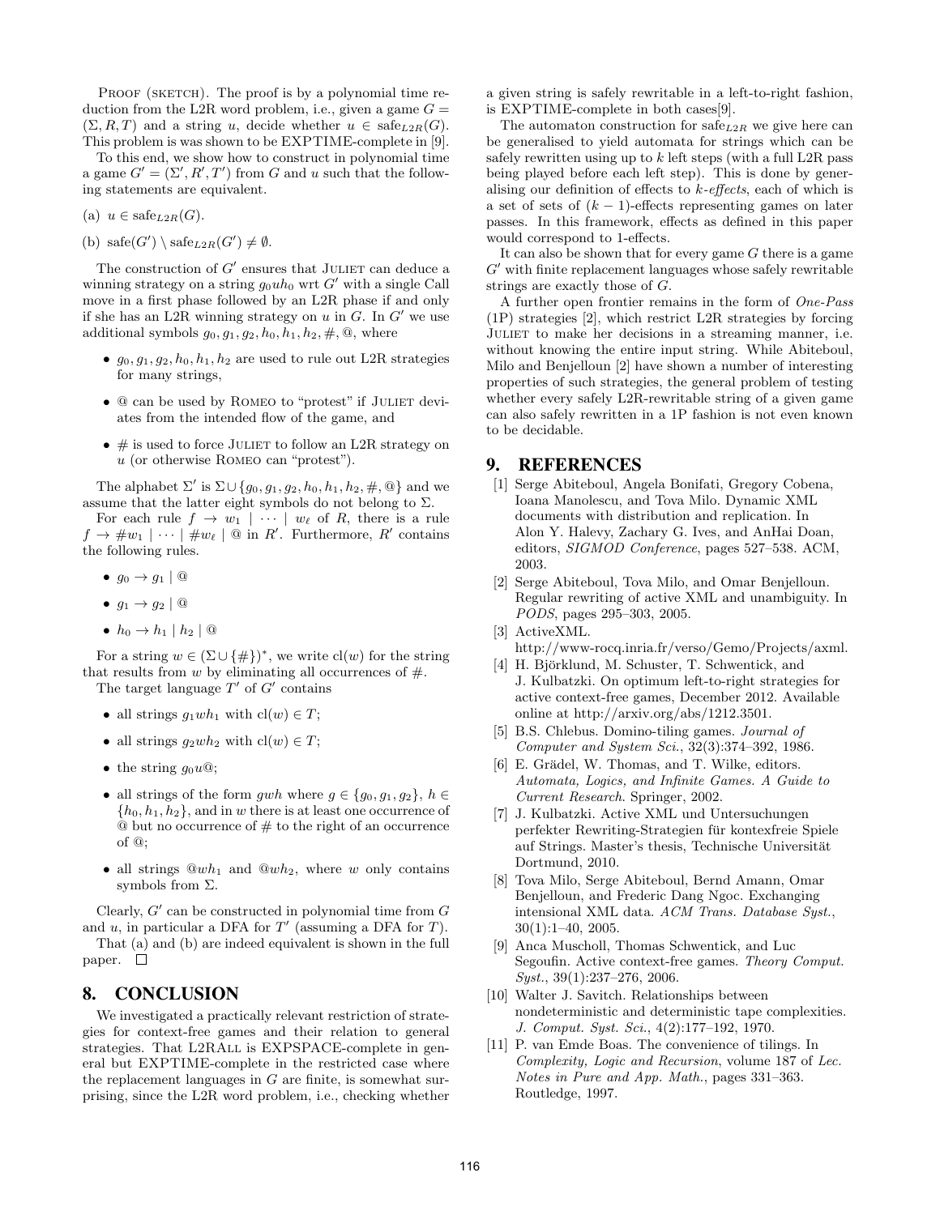PROOF (SKETCH). The proof is by a polynomial time reduction from the L2R word problem, i.e., given a game $G = (\Sigma, R, T)$ and a string $u$, decide whether $u \in \text{safe}_{L2R}(G)$. This problem is was shown to be EXPTIME-complete in [9].

To this end, we show how to construct in polynomial time a game $G' = (\Sigma', R', T')$ from $G$ and $u$ such that the following statements are equivalent.

(a) $u \in \text{safe}_{L2R}(G)$.

(b) $\text{safe}(G') \setminus \text{safe}_{L2R}(G') \neq \emptyset$.

The construction of $G'$ ensures that JULIET can deduce a winning strategy on a string $g_0uh_0$ wrt $G'$ with a single Call move in a first phase followed by an L2R phase if and only if she has an L2R winning strategy on $u$ in $G$. In $G'$ we use additional symbols $g_0, g_1, g_2, h_0, h_1, h_2, \#, @$, where

- $g_0, g_1, g_2, h_0, h_1, h_2$ are used to rule out L2R strategies for many strings,
- @ can be used by ROMEO to "protest" if JULIET deviates from the intended flow of the game, and
- # is used to force JULIET to follow an L2R strategy on $u$ (or otherwise ROMEO can "protest").

The alphabet $\Sigma'$ is $\Sigma \cup \{g_0, g_1, g_2, h_0, h_1, h_2, \#, @\}$ and we assume that the latter eight symbols do not belong to $\Sigma$.

For each rule $f \to w_1 \mid \cdots \mid w_\ell$ of $R$, there is a rule $f \to \#w_1 \mid \cdots \mid \#w_\ell \mid @$ in $R'$. Furthermore, $R'$ contains the following rules.

- $g_0 \to g_1 \mid @$
- $g_1 \to g_2 \mid @$
- $h_0 \to h_1 \mid h_2 \mid @$

For a string $w \in (\Sigma \cup \{\#\})^*$, we write $\text{cl}(w)$ for the string that results from $w$ by eliminating all occurrences of #.

The target language $T'$ of $G'$ contains

- all strings $g_1wh_1$ with $\text{cl}(w) \in T$;
- all strings $g_2wh_2$ with $\text{cl}(w) \in T$;
- the string $g_0u@$;
- all strings of the form $gwh$ where $g \in \{g_0, g_1, g_2\}$, $h \in \{h_0, h_1, h_2\}$, and in $w$ there is at least one occurrence of @ but no occurrence of # to the right of an occurrence of @;
- all strings $@wh_1$ and $@wh_2$, where $w$ only contains symbols from $\Sigma$.

Clearly, $G'$ can be constructed in polynomial time from $G$ and $u$, in particular a DFA for $T'$ (assuming a DFA for $T$).

That (a) and (b) are indeed equivalent is shown in the full paper. □

## 8. CONCLUSION

We investigated a practically relevant restriction of strategies for context-free games and their relation to general strategies. That L2RALL is EXPSPACE-complete in general but EXPTIME-complete in the restricted case where the replacement languages in $G$ are finite, is somewhat surprising, since the L2R word problem, i.e., checking whether a given string is safely rewritable in a left-to-right fashion, is EXPTIME-complete in both cases[9].

The automaton construction for $\text{safe}_{L2R}$ we give here can be generalised to yield automata for strings which can be safely rewritten using up to $k$ left steps (with a full L2R pass being played before each left step). This is done by generalising our definition of effects to *k-effects*, each of which is a set of sets of $(k-1)$-effects representing games on later passes. In this framework, effects as defined in this paper would correspond to 1-effects.

It can also be shown that for every game $G$ there is a game $G'$ with finite replacement languages whose safely rewritable strings are exactly those of $G$.

A further open frontier remains in the form of *One-Pass* (1P) strategies [2], which restrict L2R strategies by forcing JULIET to make her decisions in a streaming manner, i.e. without knowing the entire input string. While Abiteboul, Milo and Benjelloun [2] have shown a number of interesting properties of such strategies, the general problem of testing whether every safely L2R-rewritable string of a given game can also safely rewritten in a 1P fashion is not even known to be decidable.

## 9. REFERENCES

[1] Serge Abiteboul, Angela Bonifati, Gregory Cobena, Ioana Manolescu, and Tova Milo. Dynamic XML documents with distribution and replication. In Alon Y. Halevy, Zachary G. Ives, and AnHai Doan, editors, *SIGMOD Conference*, pages 527–538. ACM, 2003.

[2] Serge Abiteboul, Tova Milo, and Omar Benjelloun. Regular rewriting of active XML and unambiguity. In *PODS*, pages 295–303, 2005.

[3] ActiveXML. http://www-rocq.inria.fr/verso/Gemo/Projects/axml.

[4] H. Björklund, M. Schuster, T. Schwentick, and J. Kulbatzki. On optimum left-to-right strategies for active context-free games, December 2012. Available online at http://arxiv.org/abs/1212.3501.

[5] B.S. Chlebus. Domino-tiling games. *Journal of Computer and System Sci.*, 32(3):374–392, 1986.

[6] E. Grädel, W. Thomas, and T. Wilke, editors. *Automata, Logics, and Infinite Games. A Guide to Current Research.* Springer, 2002.

[7] J. Kulbatzki. Active XML und Untersuchungen perfekter Rewriting-Strategien für kontexfreie Spiele auf Strings. Master's thesis, Technische Universität Dortmund, 2010.

[8] Tova Milo, Serge Abiteboul, Bernd Amann, Omar Benjelloun, and Frederic Dang Ngoc. Exchanging intensional XML data. *ACM Trans. Database Syst.*, 30(1):1–40, 2005.

[9] Anca Muscholl, Thomas Schwentick, and Luc Segoufin. Active context-free games. *Theory Comput. Syst.*, 39(1):237–276, 2006.

[10] Walter J. Savitch. Relationships between nondeterministic and deterministic tape complexities. *J. Comput. Syst. Sci.*, 4(2):177–192, 1970.

[11] P. van Emde Boas. The convenience of tilings. In *Complexity, Logic and Recursion*, volume 187 of *Lec. Notes in Pure and App. Math.*, pages 331–363. Routledge, 1997.